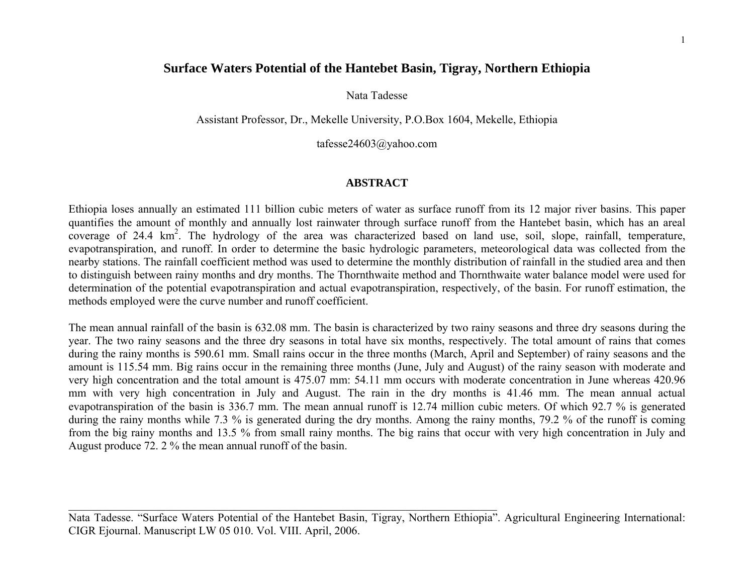# Surface Waters Potential of the Hantebet Basin, Tigray, Northern Ethiopia

Nata Tadesse

Assistant Professor, Dr., Mekelle University, P.O.Box 1604, Mekelle, Ethiopia

tafesse24603@yahoo.com

## ABSTRACT

Ethiopia loses annually an estimated 111 billion cubic meters of water as surface runoff from its 12 major river basins. This paper quantifies the amount of monthly and annually lost rainwater through surface runoff from the Hantebet basin, which has an areal coverage of 24.4 $km^2$. The hydrology of the area was characterized based on land use, soil, slope, rainfall, temperature, evapotranspiration, and runoff. In order to determine the basic hydrologic parameters, meteorological data was collected from the nearby stations. The rainfall coefficient method was used to determine the monthly distribution of rainfall in the studied area and then to distinguish between rainy months and dry months. The Thornthwaite method and Thornthwaite water balance model were used for determination of the potential evapotranspiration and actual evapotranspiration, respectively, of the basin. For runoff estimation, the methods employed were the curve number and runoff coefficient.

The mean annual rainfall of the basin is 632.08 mm. The basin is characterized by two rainy seasons and three dry seasons during the year. The two rainy seasons and the three dry seasons in total have six months, respectively. The total amount of rains that comes during the rainy months is 590.61 mm. Small rains occur in the three months (March, April and September) of rainy seasons and the amount is 115.54 mm. Big rains occur in the remaining three months (June, July and August) of the rainy season with moderate and very high concentration and the total amount is 475.07 mm: 54.11 mm occurs with moderate concentration in June whereas 420.96 mm with very high concentration in July and August. The rain in the dry months is 41.46 mm. The mean annual actual evapotranspiration of the basin is 336.7 mm. The mean annual runoff is 12.74 million cubic meters. Of which 92.7 % is generated during the rainy months while 7.3 % is generated during the dry months. Among the rainy months, 79.2 % of the runoff is coming from the big rainy months and 13.5 % from small rainy months. The big rains that occur with very high concentration in July and August produce 72. 2 % the mean annual runoff of the basin.

---

Nata Tadesse. "Surface Waters Potential of the Hantebet Basin, Tigray, Northern Ethiopia". Agricultural Engineering International: CIGR Ejournal. Manuscript LW 05 010. Vol. VIII. April, 2006.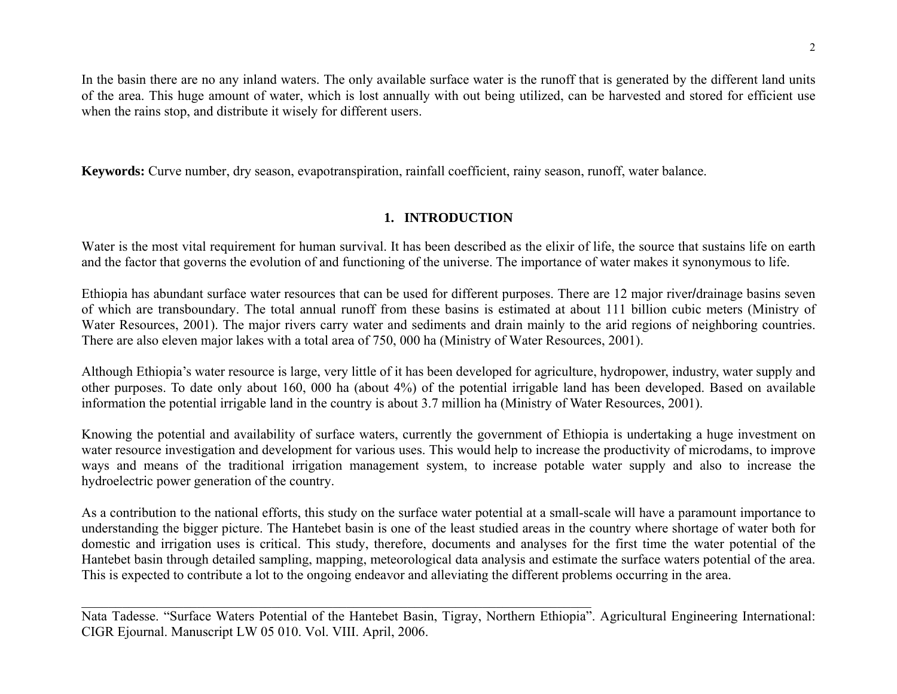In the basin there are no any inland waters. The only available surface water is the runoff that is generated by the different land units of the area. This huge amount of water, which is lost annually with out being utilized, can be harvested and stored for efficient use when the rains stop, and distribute it wisely for different users.

**Keywords:** Curve number, dry season, evapotranspiration, rainfall coefficient, rainy season, runoff, water balance.

## 1. INTRODUCTION

Water is the most vital requirement for human survival. It has been described as the elixir of life, the source that sustains life on earth and the factor that governs the evolution of and functioning of the universe. The importance of water makes it synonymous to life.

Ethiopia has abundant surface water resources that can be used for different purposes. There are 12 major river/drainage basins seven of which are transboundary. The total annual runoff from these basins is estimated at about 111 billion cubic meters (Ministry of Water Resources, 2001). The major rivers carry water and sediments and drain mainly to the arid regions of neighboring countries. There are also eleven major lakes with a total area of 750, 000 ha (Ministry of Water Resources, 2001).

Although Ethiopia's water resource is large, very little of it has been developed for agriculture, hydropower, industry, water supply and other purposes. To date only about 160, 000 ha (about 4%) of the potential irrigable land has been developed. Based on available information the potential irrigable land in the country is about 3.7 million ha (Ministry of Water Resources, 2001).

Knowing the potential and availability of surface waters, currently the government of Ethiopia is undertaking a huge investment on water resource investigation and development for various uses. This would help to increase the productivity of microdams, to improve ways and means of the traditional irrigation management system, to increase potable water supply and also to increase the hydroelectric power generation of the country.

As a contribution to the national efforts, this study on the surface water potential at a small-scale will have a paramount importance to understanding the bigger picture. The Hantebet basin is one of the least studied areas in the country where shortage of water both for domestic and irrigation uses is critical. This study, therefore, documents and analyses for the first time the water potential of the Hantebet basin through detailed sampling, mapping, meteorological data analysis and estimate the surface waters potential of the area. This is expected to contribute a lot to the ongoing endeavor and alleviating the different problems occurring in the area.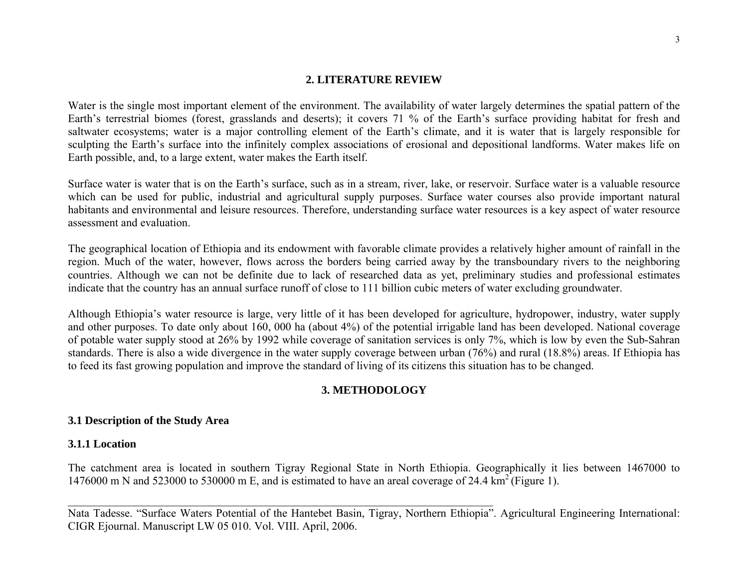## 2. LITERATURE REVIEW

Water is the single most important element of the environment. The availability of water largely determines the spatial pattern of the Earth's terrestrial biomes (forest, grasslands and deserts); it covers 71 % of the Earth's surface providing habitat for fresh and saltwater ecosystems; water is a major controlling element of the Earth's climate, and it is water that is largely responsible for sculpting the Earth's surface into the infinitely complex associations of erosional and depositional landforms. Water makes life on Earth possible, and, to a large extent, water makes the Earth itself.

Surface water is water that is on the Earth's surface, such as in a stream, river, lake, or reservoir. Surface water is a valuable resource which can be used for public, industrial and agricultural supply purposes. Surface water courses also provide important natural habitants and environmental and leisure resources. Therefore, understanding surface water resources is a key aspect of water resource assessment and evaluation.

The geographical location of Ethiopia and its endowment with favorable climate provides a relatively higher amount of rainfall in the region. Much of the water, however, flows across the borders being carried away by the transboundary rivers to the neighboring countries. Although we can not be definite due to lack of researched data as yet, preliminary studies and professional estimates indicate that the country has an annual surface runoff of close to 111 billion cubic meters of water excluding groundwater.

Although Ethiopia's water resource is large, very little of it has been developed for agriculture, hydropower, industry, water supply and other purposes. To date only about 160, 000 ha (about 4%) of the potential irrigable land has been developed. National coverage of potable water supply stood at 26% by 1992 while coverage of sanitation services is only 7%, which is low by even the Sub-Sahran standards. There is also a wide divergence in the water supply coverage between urban (76%) and rural (18.8%) areas. If Ethiopia has to feed its fast growing population and improve the standard of living of its citizens this situation has to be changed.

## 3. METHODOLOGY

### 3.1 Description of the Study Area

#### 3.1.1 Location

The catchment area is located in southern Tigray Regional State in North Ethiopia. Geographically it lies between 1467000 to 1476000 m N and 523000 to 530000 m E, and is estimated to have an areal coverage of 24.4 $km^2$ (Figure 1).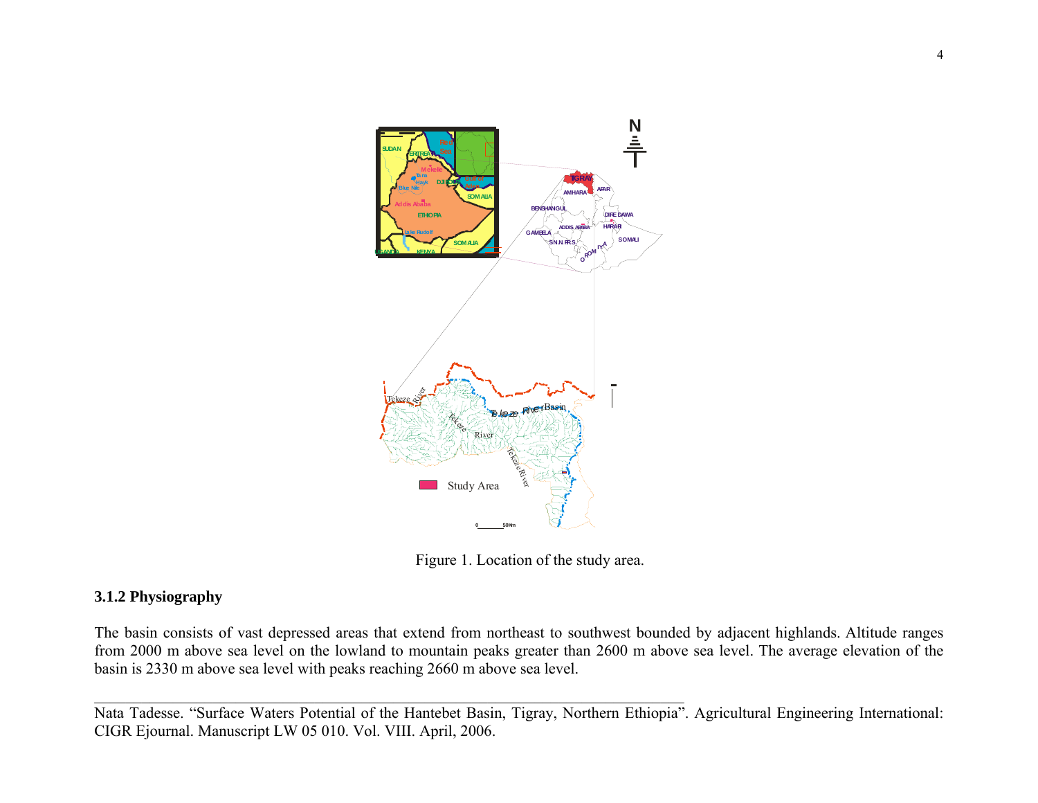Figure 1. Location of the study area.

### 3.1.2 Physiography

The basin consists of vast depressed areas that extend from northeast to southwest bounded by adjacent highlands. Altitude ranges from 2000 m above sea level on the lowland to mountain peaks greater than 2600 m above sea level. The average elevation of the basin is 2330 m above sea level with peaks reaching 2660 m above sea level.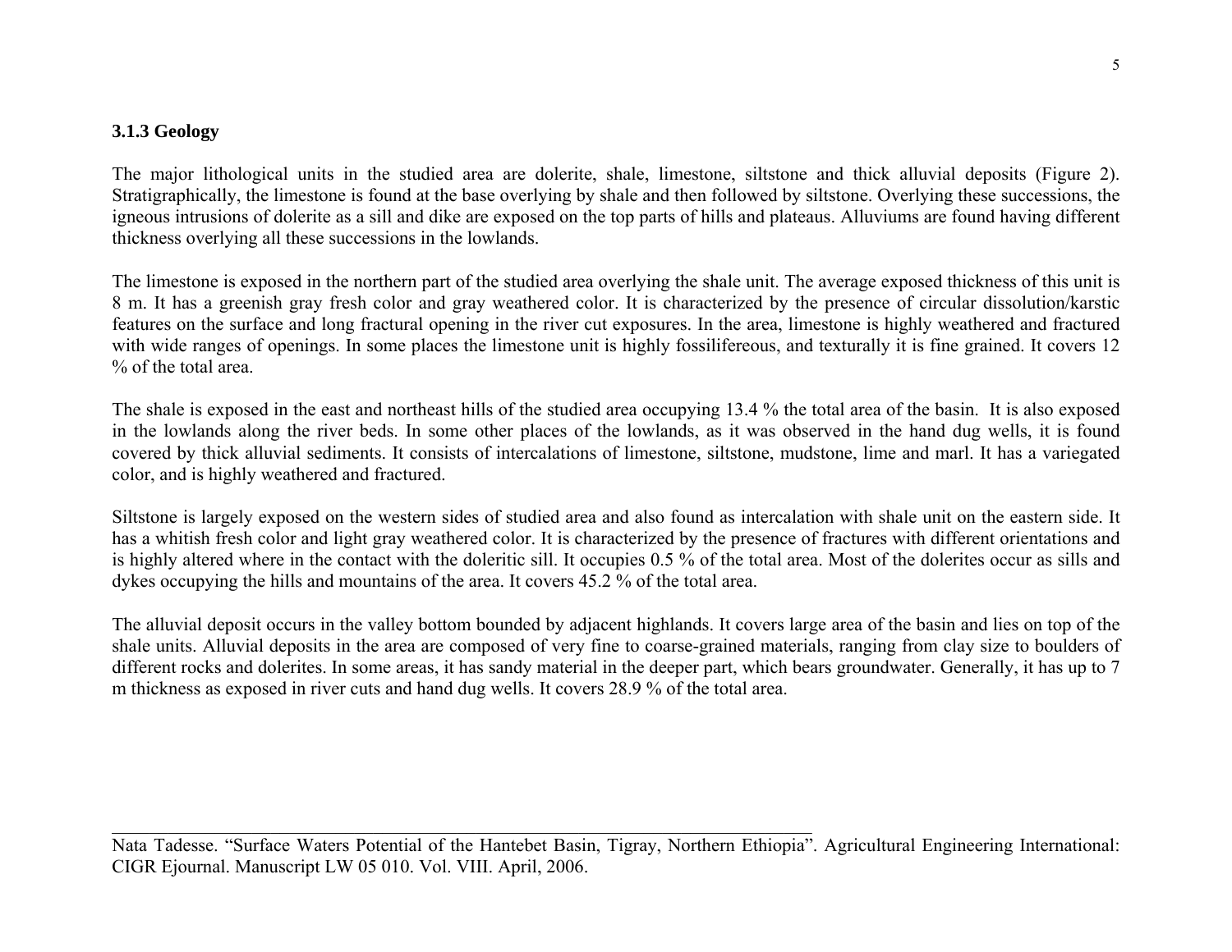### 3.1.3 Geology

The major lithological units in the studied area are dolerite, shale, limestone, siltstone and thick alluvial deposits (Figure 2). Stratigraphically, the limestone is found at the base overlying by shale and then followed by siltstone. Overlying these successions, the igneous intrusions of dolerite as a sill and dike are exposed on the top parts of hills and plateaus. Alluviums are found having different thickness overlying all these successions in the lowlands.

The limestone is exposed in the northern part of the studied area overlying the shale unit. The average exposed thickness of this unit is 8 m. It has a greenish gray fresh color and gray weathered color. It is characterized by the presence of circular dissolution/karstic features on the surface and long fractural opening in the river cut exposures. In the area, limestone is highly weathered and fractured with wide ranges of openings. In some places the limestone unit is highly fossilifereous, and texturally it is fine grained. It covers 12 % of the total area.

The shale is exposed in the east and northeast hills of the studied area occupying 13.4 % the total area of the basin. It is also exposed in the lowlands along the river beds. In some other places of the lowlands, as it was observed in the hand dug wells, it is found covered by thick alluvial sediments. It consists of intercalations of limestone, siltstone, mudstone, lime and marl. It has a variegated color, and is highly weathered and fractured.

Siltstone is largely exposed on the western sides of studied area and also found as intercalation with shale unit on the eastern side. It has a whitish fresh color and light gray weathered color. It is characterized by the presence of fractures with different orientations and is highly altered where in the contact with the doleritic sill. It occupies 0.5 % of the total area. Most of the dolerites occur as sills and dykes occupying the hills and mountains of the area. It covers 45.2 % of the total area.

The alluvial deposit occurs in the valley bottom bounded by adjacent highlands. It covers large area of the basin and lies on top of the shale units. Alluvial deposits in the area are composed of very fine to coarse-grained materials, ranging from clay size to boulders of different rocks and dolerites. In some areas, it has sandy material in the deeper part, which bears groundwater. Generally, it has up to 7 m thickness as exposed in river cuts and hand dug wells. It covers 28.9 % of the total area.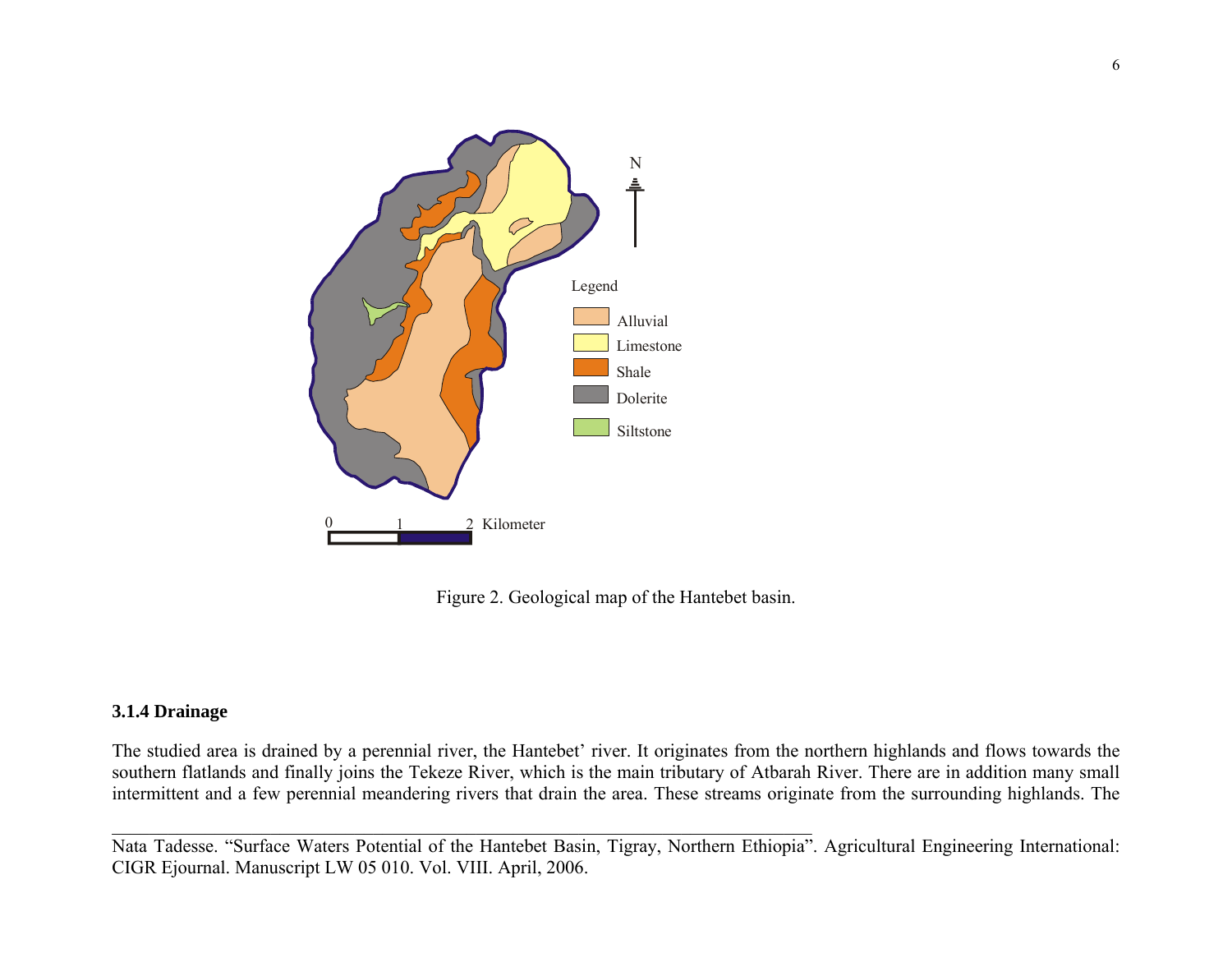Legend

Alluvial

Limestone

Shale

Dolerite

Siltstone

N

0 1 2 Kilometer

Figure 2. Geological map of the Hantebet basin.

### 3.1.4 Drainage

The studied area is drained by a perennial river, the Hantebet' river. It originates from the northern highlands and flows towards the southern flatlands and finally joins the Tekeze River, which is the main tributary of Atbarah River. There are in addition many small intermittent and a few perennial meandering rivers that drain the area. These streams originate from the surrounding highlands. The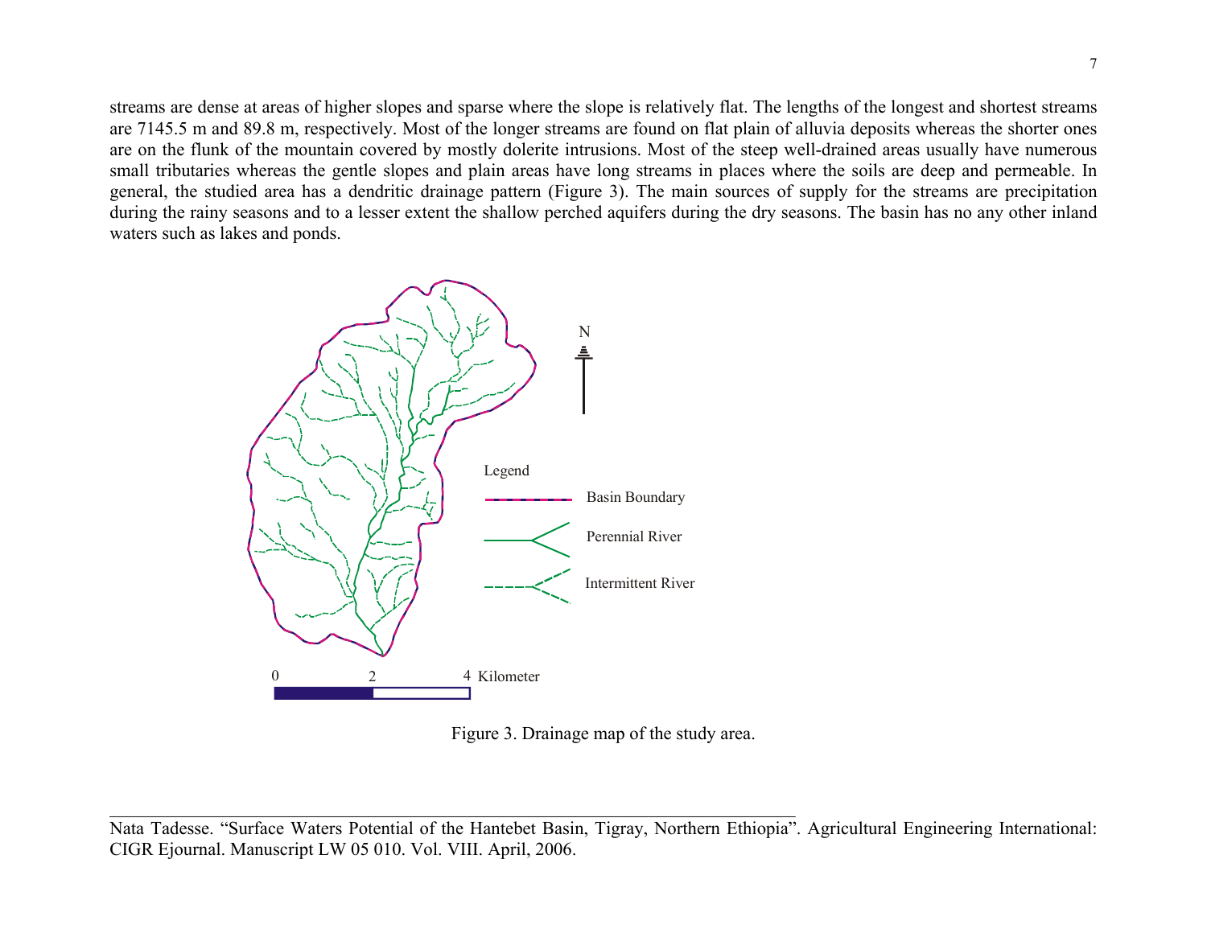streams are dense at areas of higher slopes and sparse where the slope is relatively flat. The lengths of the longest and shortest streams are 7145.5 m and 89.8 m, respectively. Most of the longer streams are found on flat plain of alluvia deposits whereas the shorter ones are on the flunk of the mountain covered by mostly dolerite intrusions. Most of the steep well-drained areas usually have numerous small tributaries whereas the gentle slopes and plain areas have long streams in places where the soils are deep and permeable. In general, the studied area has a dendritic drainage pattern (Figure 3). The main sources of supply for the streams are precipitation during the rainy seasons and to a lesser extent the shallow perched aquifers during the dry seasons. The basin has no any other inland waters such as lakes and ponds.

N

Legend

Basin Boundary

Perennial River

Intermittent River

0 2 4 Kilometer

Figure 3. Drainage map of the study area.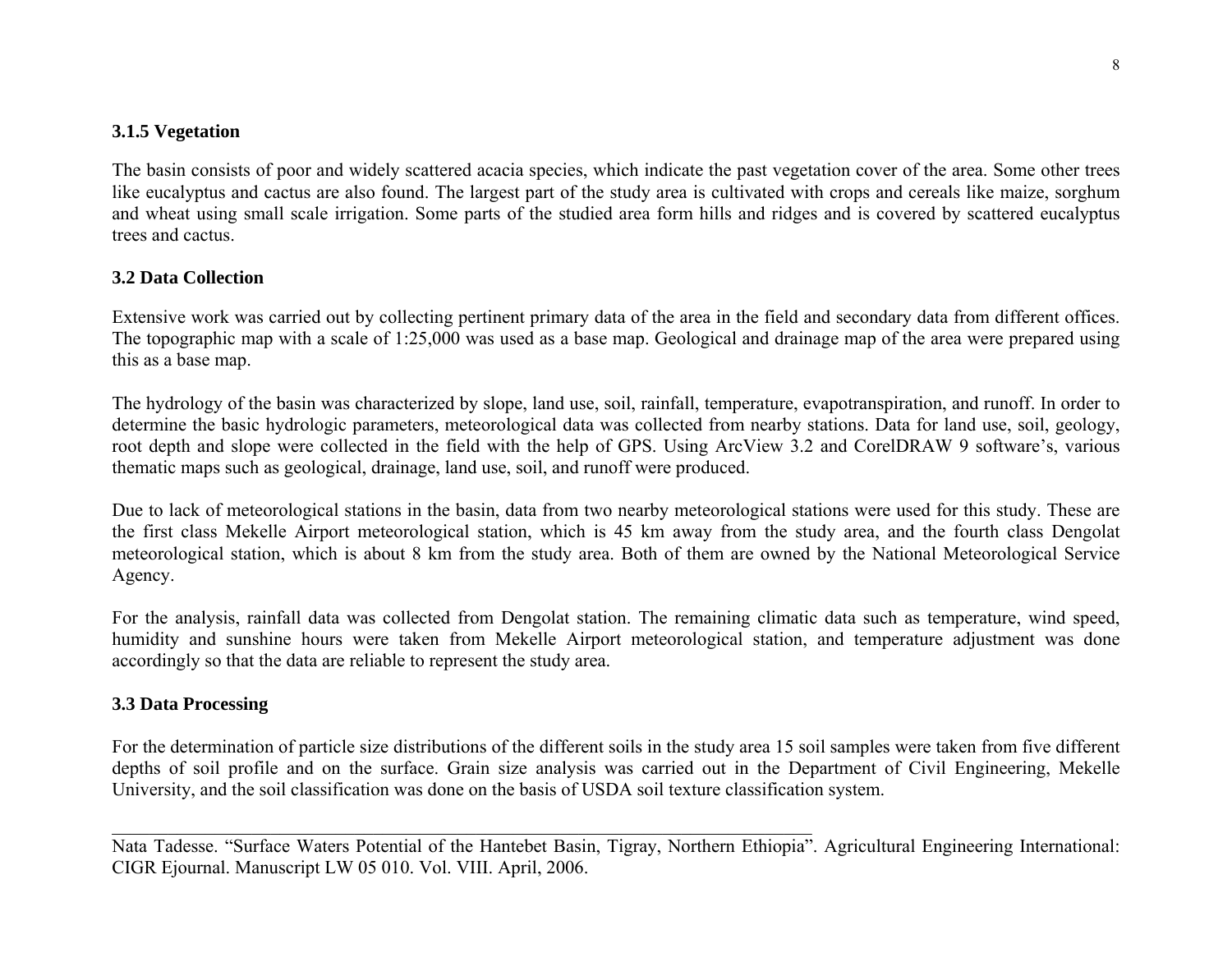### 3.1.5 Vegetation

The basin consists of poor and widely scattered acacia species, which indicate the past vegetation cover of the area. Some other trees like eucalyptus and cactus are also found. The largest part of the study area is cultivated with crops and cereals like maize, sorghum and wheat using small scale irrigation. Some parts of the studied area form hills and ridges and is covered by scattered eucalyptus trees and cactus.

## 3.2 Data Collection

Extensive work was carried out by collecting pertinent primary data of the area in the field and secondary data from different offices. The topographic map with a scale of 1:25,000 was used as a base map. Geological and drainage map of the area were prepared using this as a base map.

The hydrology of the basin was characterized by slope, land use, soil, rainfall, temperature, evapotranspiration, and runoff. In order to determine the basic hydrologic parameters, meteorological data was collected from nearby stations. Data for land use, soil, geology, root depth and slope were collected in the field with the help of GPS. Using ArcView 3.2 and CorelDRAW 9 software's, various thematic maps such as geological, drainage, land use, soil, and runoff were produced.

Due to lack of meteorological stations in the basin, data from two nearby meteorological stations were used for this study. These are the first class Mekelle Airport meteorological station, which is 45 km away from the study area, and the fourth class Dengolat meteorological station, which is about 8 km from the study area. Both of them are owned by the National Meteorological Service Agency.

For the analysis, rainfall data was collected from Dengolat station. The remaining climatic data such as temperature, wind speed, humidity and sunshine hours were taken from Mekelle Airport meteorological station, and temperature adjustment was done accordingly so that the data are reliable to represent the study area.

## 3.3 Data Processing

For the determination of particle size distributions of the different soils in the study area 15 soil samples were taken from five different depths of soil profile and on the surface. Grain size analysis was carried out in the Department of Civil Engineering, Mekelle University, and the soil classification was done on the basis of USDA soil texture classification system.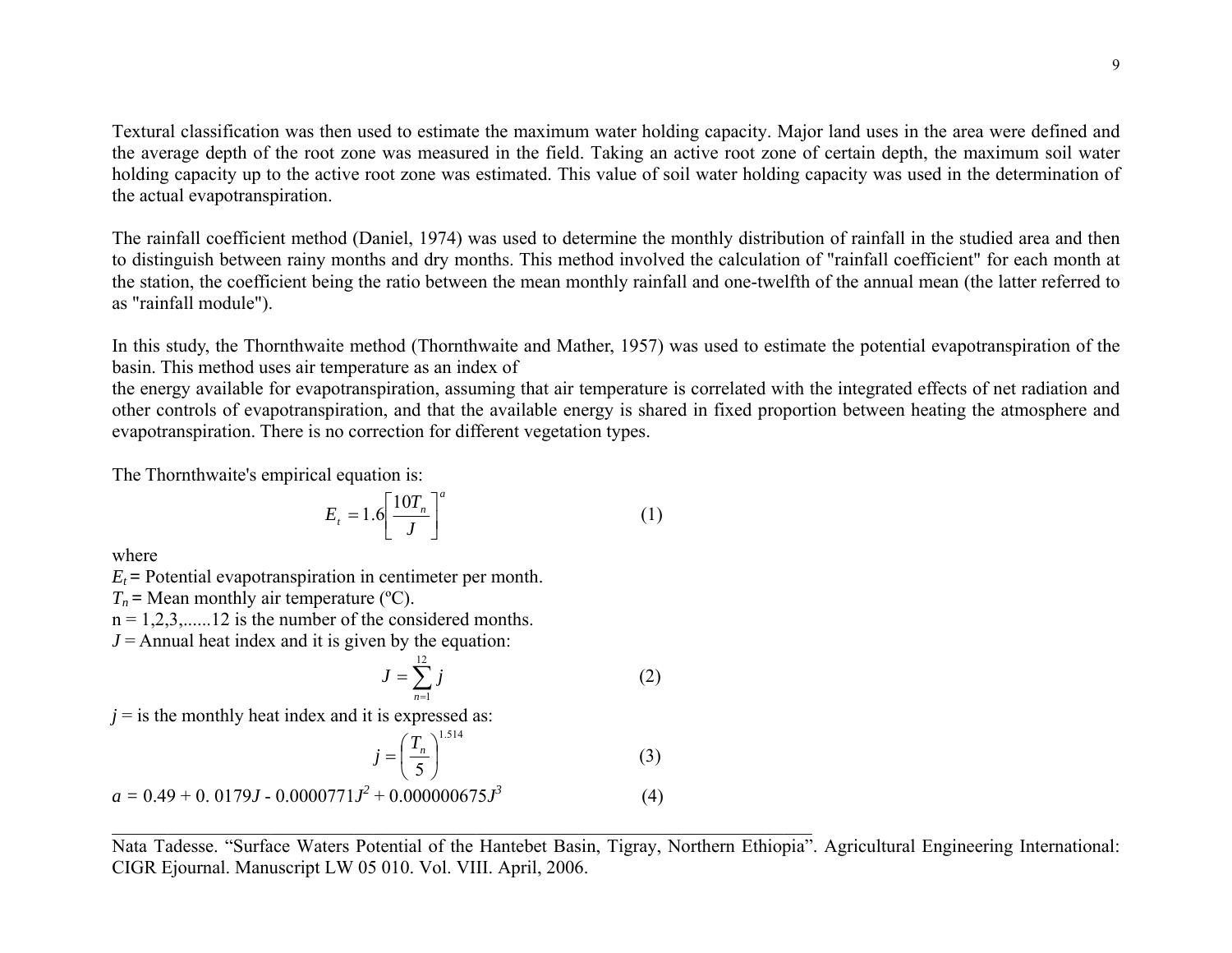Textural classification was then used to estimate the maximum water holding capacity. Major land uses in the area were defined and the average depth of the root zone was measured in the field. Taking an active root zone of certain depth, the maximum soil water holding capacity up to the active root zone was estimated. This value of soil water holding capacity was used in the determination of the actual evapotranspiration.

The rainfall coefficient method (Daniel, 1974) was used to determine the monthly distribution of rainfall in the studied area and then to distinguish between rainy months and dry months. This method involved the calculation of "rainfall coefficient" for each month at the station, the coefficient being the ratio between the mean monthly rainfall and one-twelfth of the annual mean (the latter referred to as "rainfall module").

In this study, the Thornthwaite method (Thornthwaite and Mather, 1957) was used to estimate the potential evapotranspiration of the basin. This method uses air temperature as an index of
the energy available for evapotranspiration, assuming that air temperature is correlated with the integrated effects of net radiation and other controls of evapotranspiration, and that the available energy is shared in fixed proportion between heating the atmosphere and evapotranspiration. There is no correction for different vegetation types.

The Thornthwaite's empirical equation is:

$$E_t = 1.6\left[\frac{10T_n}{J}\right]^a \qquad (1)$$

where

$E_t$ = Potential evapotranspiration in centimeter per month.

$T_n$ = Mean monthly air temperature (ºC).

n = 1,2,3,......12 is the number of the considered months.

$J$ = Annual heat index and it is given by the equation:

$$J = \sum_{n=1}^{12} j \qquad (2)$$

$j$ = is the monthly heat index and it is expressed as:

$$j = \left(\frac{T_n}{5}\right)^{1.514} \qquad (3)$$

$$a = 0.49 + 0.0179J - 0.0000771J^2 + 0.000000675J^3 \qquad (4)$$

Nata Tadesse. "Surface Waters Potential of the Hantebet Basin, Tigray, Northern Ethiopia". Agricultural Engineering International: CIGR Ejournal. Manuscript LW 05 010. Vol. VIII. April, 2006.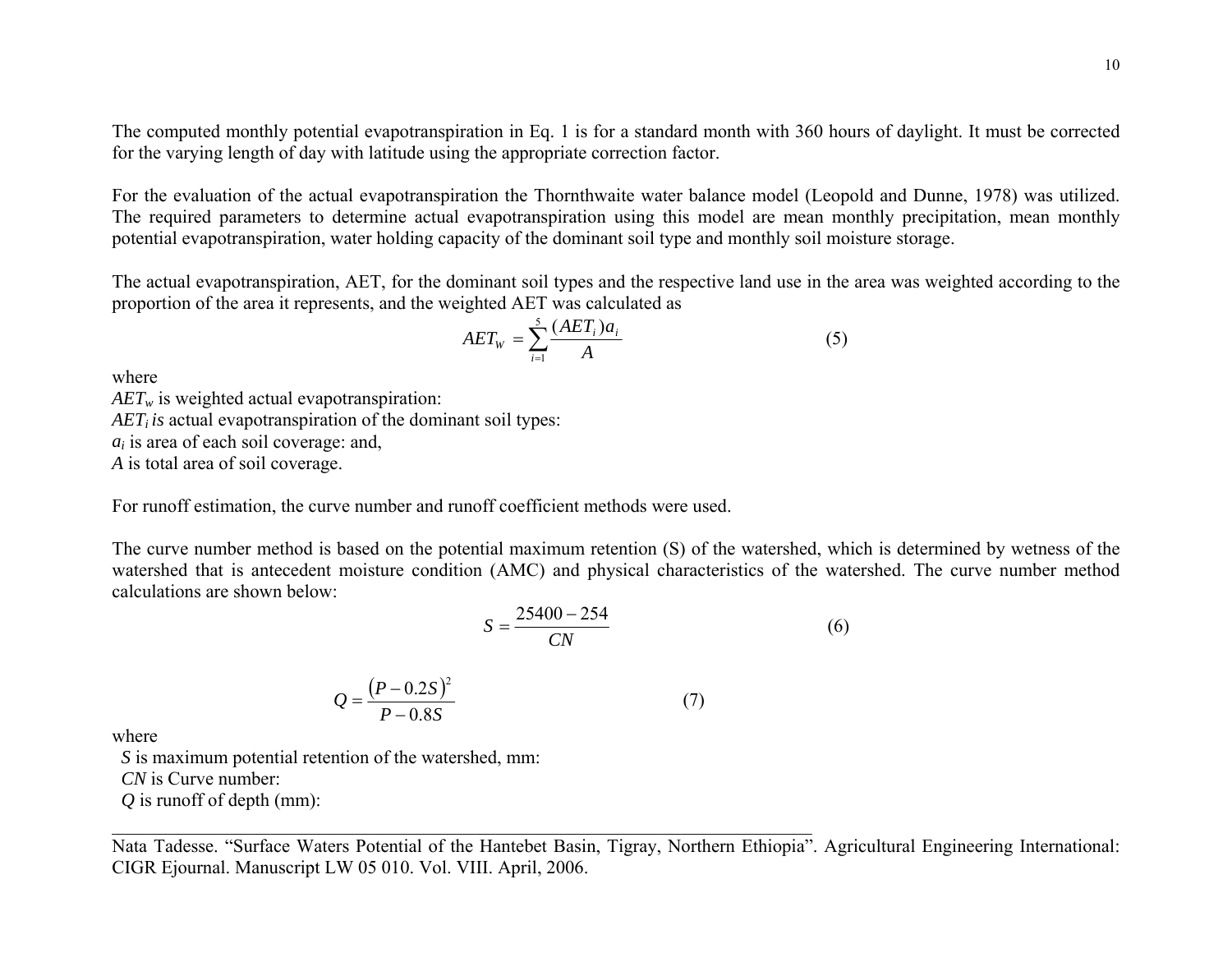The computed monthly potential evapotranspiration in Eq. 1 is for a standard month with 360 hours of daylight. It must be corrected for the varying length of day with latitude using the appropriate correction factor.

For the evaluation of the actual evapotranspiration the Thornthwaite water balance model (Leopold and Dunne, 1978) was utilized. The required parameters to determine actual evapotranspiration using this model are mean monthly precipitation, mean monthly potential evapotranspiration, water holding capacity of the dominant soil type and monthly soil moisture storage.

The actual evapotranspiration, AET, for the dominant soil types and the respective land use in the area was weighted according to the proportion of the area it represents, and the weighted AET was calculated as

$$AET_W = \sum_{i=1}^{5} \frac{(AET_i)a_i}{A} \tag{5}$$

where

$AET_w$ is weighted actual evapotranspiration:
$AET_i$ *is* actual evapotranspiration of the dominant soil types:
$a_i$ is area of each soil coverage: and,
$A$ is total area of soil coverage.

For runoff estimation, the curve number and runoff coefficient methods were used.

The curve number method is based on the potential maximum retention (S) of the watershed, which is determined by wetness of the watershed that is antecedent moisture condition (AMC) and physical characteristics of the watershed. The curve number method calculations are shown below:

$$S = \frac{25400 - 254}{CN} \tag{6}$$

$$Q = \frac{(P - 0.2S)^2}{P - 0.8S} \tag{7}$$

where

$S$ is maximum potential retention of the watershed, mm:
$CN$ is Curve number:
$Q$ is runoff of depth (mm):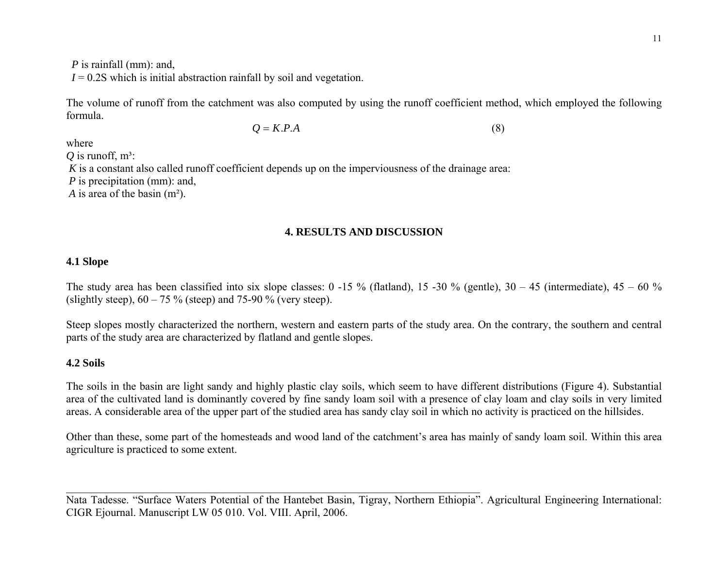$P$ is rainfall (mm): and,
$I = 0.2S$ which is initial abstraction rainfall by soil and vegetation.

The volume of runoff from the catchment was also computed by using the runoff coefficient method, which employed the following formula.

$$Q = K.P.A \qquad (8)$$

where
$Q$ is runoff, m³:
$K$ is a constant also called runoff coefficient depends up on the imperviousness of the drainage area:
$P$ is precipitation (mm): and,
$A$ is area of the basin (m²).

## 4. RESULTS AND DISCUSSION

### 4.1 Slope

The study area has been classified into six slope classes: 0 -15 % (flatland), 15 -30 % (gentle), 30 – 45 (intermediate), 45 – 60 % (slightly steep), 60 – 75 % (steep) and 75-90 % (very steep).

Steep slopes mostly characterized the northern, western and eastern parts of the study area. On the contrary, the southern and central parts of the study area are characterized by flatland and gentle slopes.

### 4.2 Soils

The soils in the basin are light sandy and highly plastic clay soils, which seem to have different distributions (Figure 4). Substantial area of the cultivated land is dominantly covered by fine sandy loam soil with a presence of clay loam and clay soils in very limited areas. A considerable area of the upper part of the studied area has sandy clay soil in which no activity is practiced on the hillsides.

Other than these, some part of the homesteads and wood land of the catchment's area has mainly of sandy loam soil. Within this area agriculture is practiced to some extent.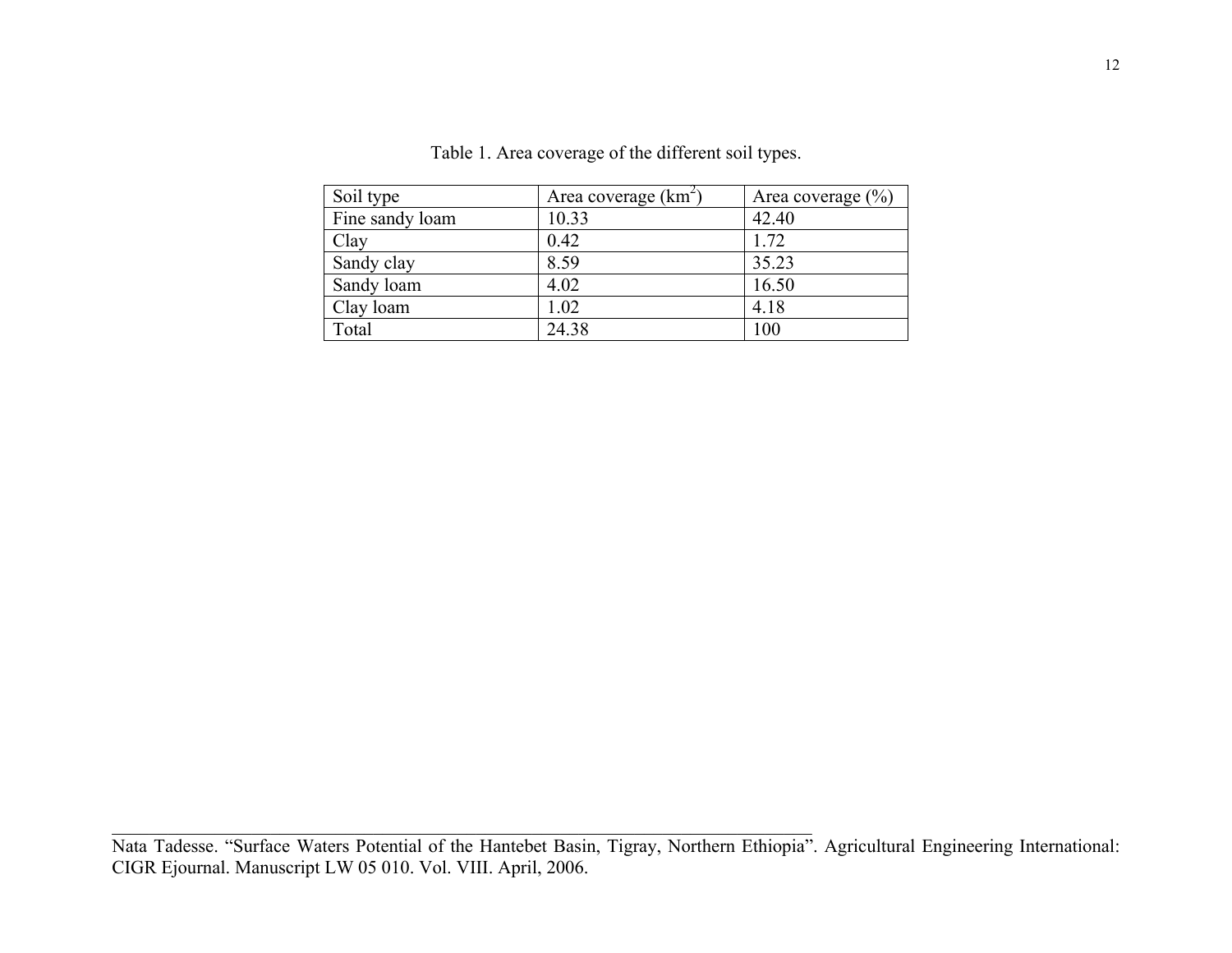Table 1. Area coverage of the different soil types.

| Soil type | Area coverage ($km^2$) | Area coverage (%) |
|---|---|---|
| Fine sandy loam | 10.33 | 42.40 |
| Clay | 0.42 | 1.72 |
| Sandy clay | 8.59 | 35.23 |
| Sandy loam | 4.02 | 16.50 |
| Clay loam | 1.02 | 4.18 |
| Total | 24.38 | 100 |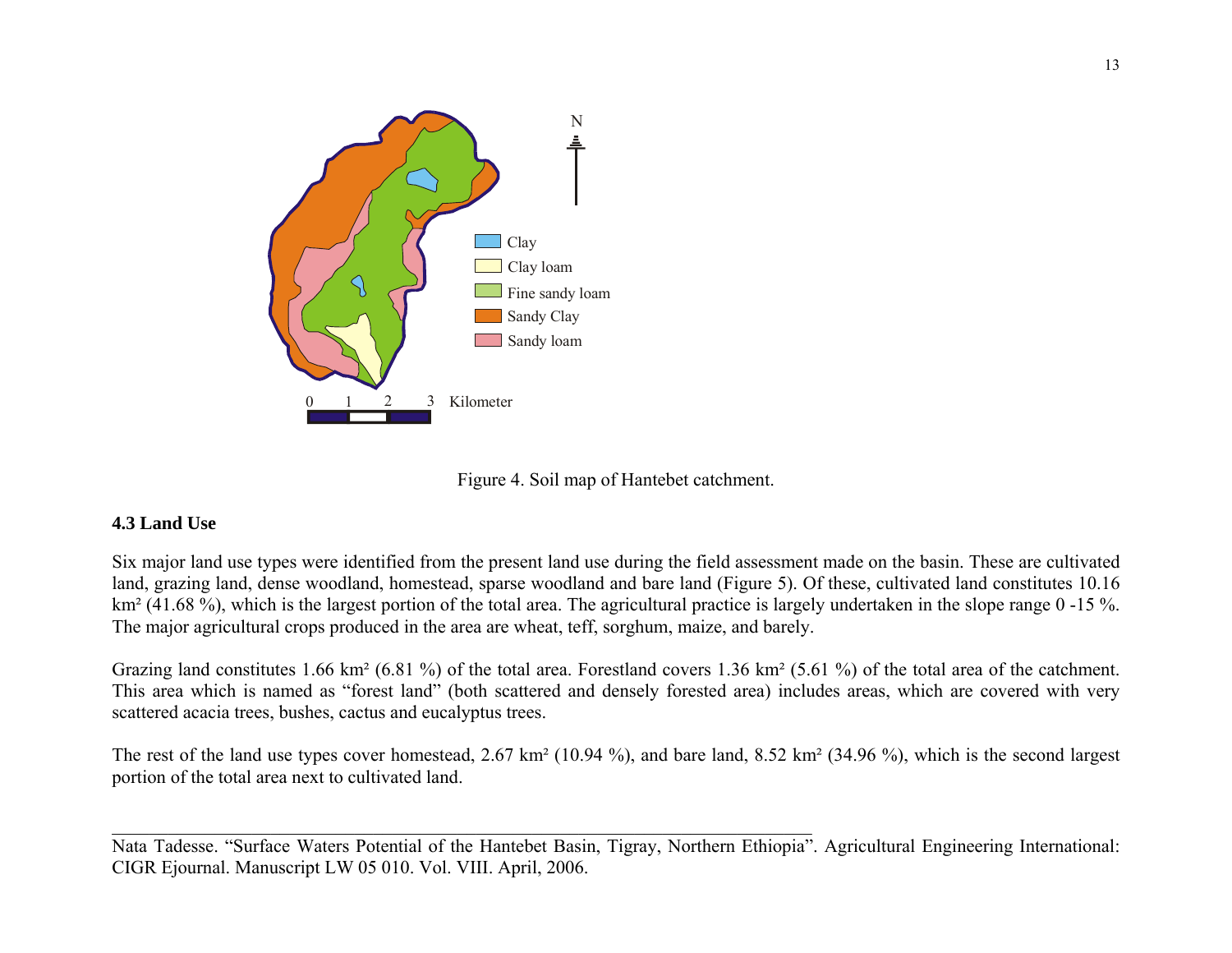N

Clay

Clay loam

Fine sandy loam

Sandy Clay

Sandy loam

0 1 2 3 Kilometer

Figure 4. Soil map of Hantebet catchment.

### 4.3 Land Use

Six major land use types were identified from the present land use during the field assessment made on the basin. These are cultivated land, grazing land, dense woodland, homestead, sparse woodland and bare land (Figure 5). Of these, cultivated land constitutes 10.16 km² (41.68 %), which is the largest portion of the total area. The agricultural practice is largely undertaken in the slope range 0 -15 %. The major agricultural crops produced in the area are wheat, teff, sorghum, maize, and barely.

Grazing land constitutes 1.66 km² (6.81 %) of the total area. Forestland covers 1.36 km² (5.61 %) of the total area of the catchment. This area which is named as "forest land" (both scattered and densely forested area) includes areas, which are covered with very scattered acacia trees, bushes, cactus and eucalyptus trees.

The rest of the land use types cover homestead, 2.67 km² (10.94 %), and bare land, 8.52 km² (34.96 %), which is the second largest portion of the total area next to cultivated land.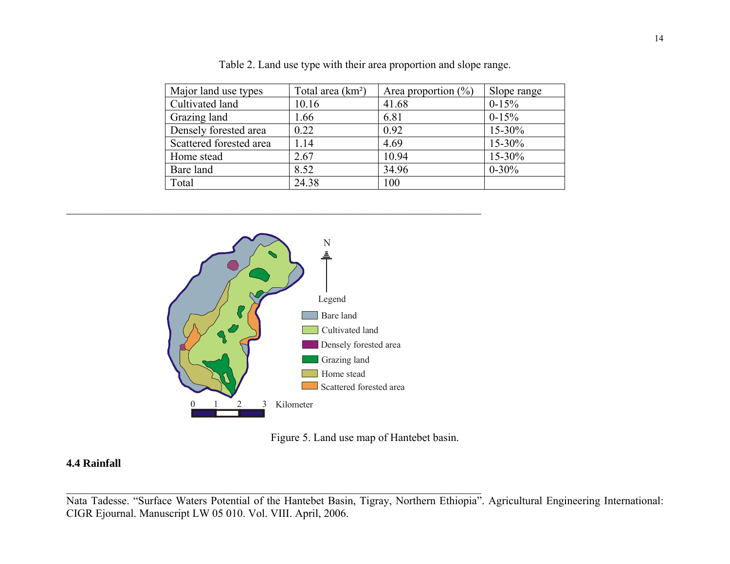Table 2. Land use type with their area proportion and slope range.

| Major land use types | Total area (km²) | Area proportion (%) | Slope range |
|---|---|---|---|
| Cultivated land | 10.16 | 41.68 | 0-15% |
| Grazing land | 1.66 | 6.81 | 0-15% |
| Densely forested area | 0.22 | 0.92 | 15-30% |
| Scattered forested area | 1.14 | 4.69 | 15-30% |
| Home stead | 2.67 | 10.94 | 15-30% |
| Bare land | 8.52 | 34.96 | 0-30% |
| Total | 24.38 | 100 | |

N

Legend

Bare land

Cultivated land

Densely forested area

Grazing land

Home stead

Scattered forested area

0 1 2 3 Kilometer

Figure 5. Land use map of Hantebet basin.

### 4.4 Rainfall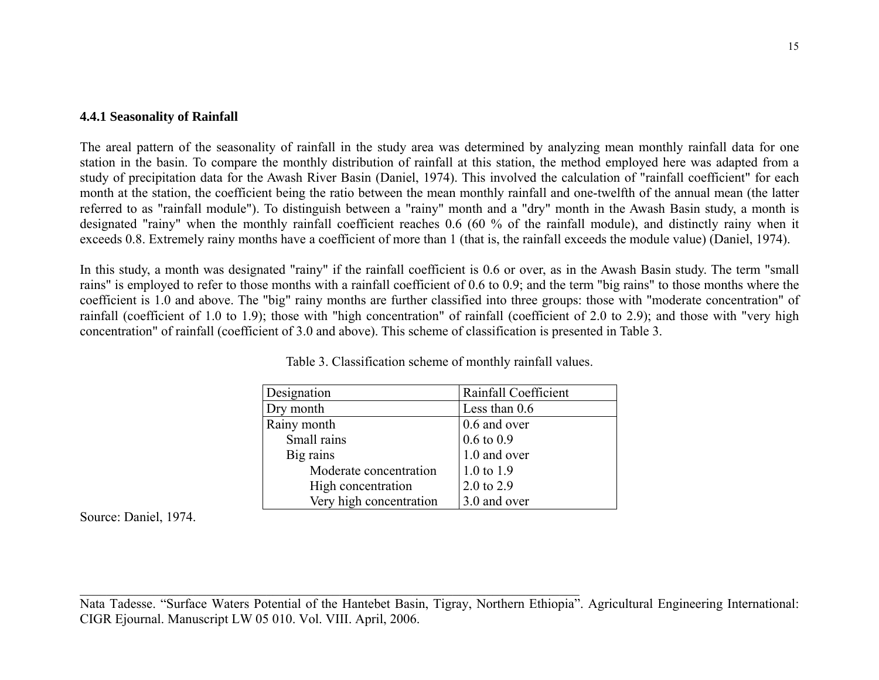### 4.4.1 Seasonality of Rainfall

The areal pattern of the seasonality of rainfall in the study area was determined by analyzing mean monthly rainfall data for one station in the basin. To compare the monthly distribution of rainfall at this station, the method employed here was adapted from a study of precipitation data for the Awash River Basin (Daniel, 1974). This involved the calculation of "rainfall coefficient" for each month at the station, the coefficient being the ratio between the mean monthly rainfall and one-twelfth of the annual mean (the latter referred to as "rainfall module"). To distinguish between a "rainy" month and a "dry" month in the Awash Basin study, a month is designated "rainy" when the monthly rainfall coefficient reaches 0.6 (60 % of the rainfall module), and distinctly rainy when it exceeds 0.8. Extremely rainy months have a coefficient of more than 1 (that is, the rainfall exceeds the module value) (Daniel, 1974).

In this study, a month was designated "rainy" if the rainfall coefficient is 0.6 or over, as in the Awash Basin study. The term "small rains" is employed to refer to those months with a rainfall coefficient of 0.6 to 0.9; and the term "big rains" to those months where the coefficient is 1.0 and above. The "big" rainy months are further classified into three groups: those with "moderate concentration" of rainfall (coefficient of 1.0 to 1.9); those with "high concentration" of rainfall (coefficient of 2.0 to 2.9); and those with "very high concentration" of rainfall (coefficient of 3.0 and above). This scheme of classification is presented in Table 3.

Table 3. Classification scheme of monthly rainfall values.

| Designation | Rainfall Coefficient |
|---|---|
| Dry month | Less than 0.6 |
| Rainy month | 0.6 and over |
| Small rains | 0.6 to 0.9 |
| Big rains | 1.0 and over |
| Moderate concentration | 1.0 to 1.9 |
| High concentration | 2.0 to 2.9 |
| Very high concentration | 3.0 and over |

Source: Daniel, 1974.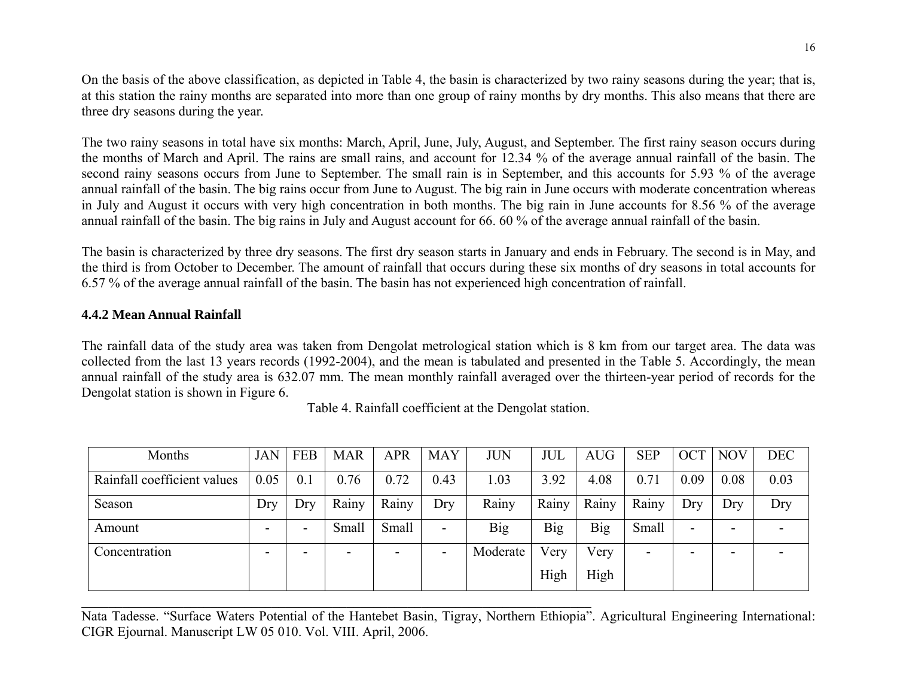On the basis of the above classification, as depicted in Table 4, the basin is characterized by two rainy seasons during the year; that is, at this station the rainy months are separated into more than one group of rainy months by dry months. This also means that there are three dry seasons during the year.

The two rainy seasons in total have six months: March, April, June, July, August, and September. The first rainy season occurs during the months of March and April. The rains are small rains, and account for 12.34 % of the average annual rainfall of the basin. The second rainy seasons occurs from June to September. The small rain is in September, and this accounts for 5.93 % of the average annual rainfall of the basin. The big rains occur from June to August. The big rain in June occurs with moderate concentration whereas in July and August it occurs with very high concentration in both months. The big rain in June accounts for 8.56 % of the average annual rainfall of the basin. The big rains in July and August account for 66. 60 % of the average annual rainfall of the basin.

The basin is characterized by three dry seasons. The first dry season starts in January and ends in February. The second is in May, and the third is from October to December. The amount of rainfall that occurs during these six months of dry seasons in total accounts for 6.57 % of the average annual rainfall of the basin. The basin has not experienced high concentration of rainfall.

### 4.4.2 Mean Annual Rainfall

The rainfall data of the study area was taken from Dengolat metrological station which is 8 km from our target area. The data was collected from the last 13 years records (1992-2004), and the mean is tabulated and presented in the Table 5. Accordingly, the mean annual rainfall of the study area is 632.07 mm. The mean monthly rainfall averaged over the thirteen-year period of records for the Dengolat station is shown in Figure 6.

Table 4. Rainfall coefficient at the Dengolat station.

| Months | JAN | FEB | MAR | APR | MAY | JUN | JUL | AUG | SEP | OCT | NOV | DEC |
|---|---|---|---|---|---|---|---|---|---|---|---|---|
| Rainfall coefficient values | 0.05 | 0.1 | 0.76 | 0.72 | 0.43 | 1.03 | 3.92 | 4.08 | 0.71 | 0.09 | 0.08 | 0.03 |
| Season | Dry | Dry | Rainy | Rainy | Dry | Rainy | Rainy | Rainy | Rainy | Dry | Dry | Dry |
| Amount | - | - | Small | Small | - | Big | Big | Big | Small | - | - | - |
| Concentration | - | - | - | - | - | Moderate | Very High | Very High | - | - | - | - |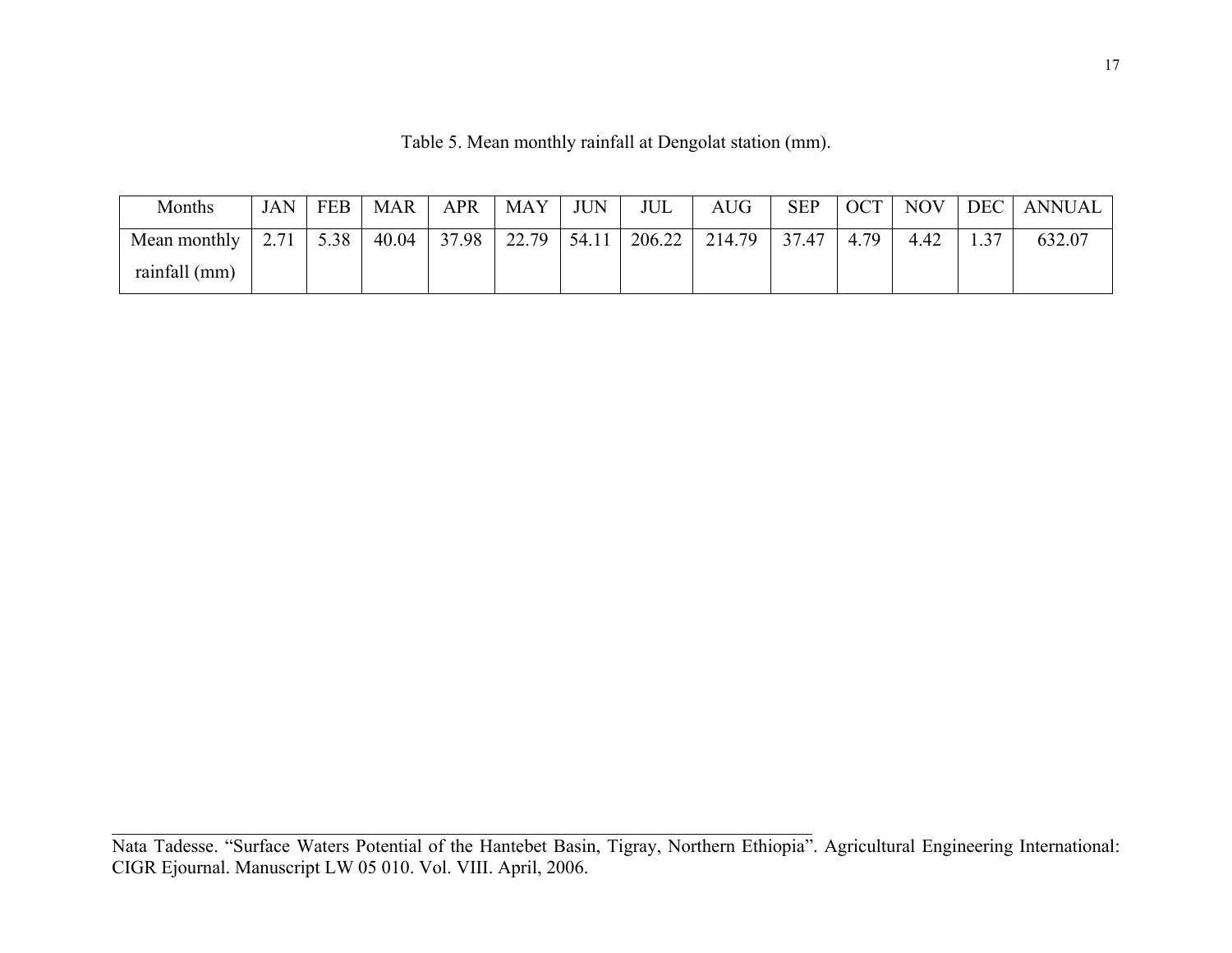Table 5. Mean monthly rainfall at Dengolat station (mm).

| Months | JAN | FEB | MAR | APR | MAY | JUN | JUL | AUG | SEP | OCT | NOV | DEC | ANNUAL |
|---|---|---|---|---|---|---|---|---|---|---|---|---|---|
| Mean monthly rainfall (mm) | 2.71 | 5.38 | 40.04 | 37.98 | 22.79 | 54.11 | 206.22 | 214.79 | 37.47 | 4.79 | 4.42 | 1.37 | 632.07 |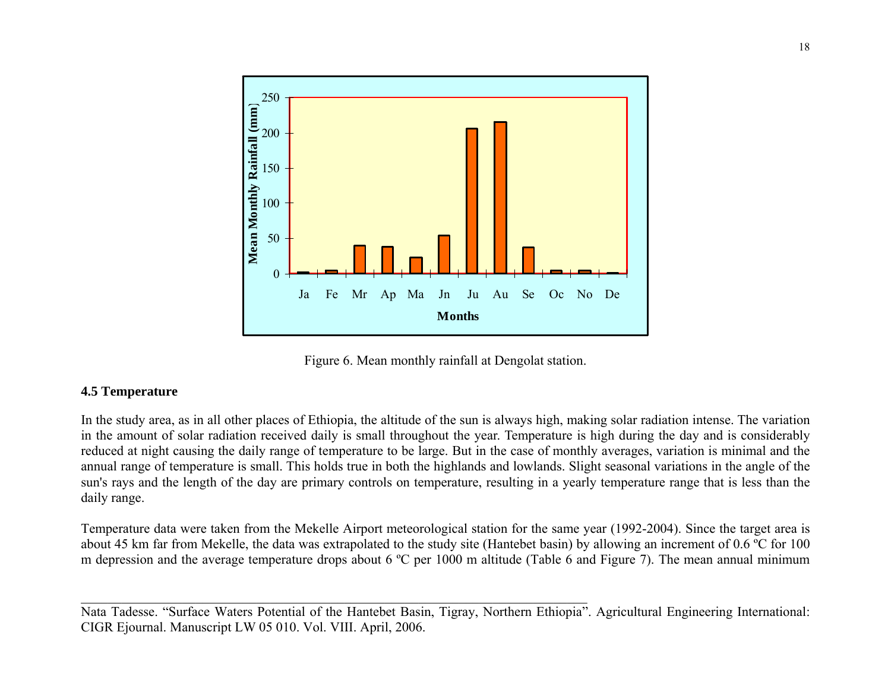250
200
150
100
50
0

Mean Monthly Rainfall (mm)

Ja Fe Mr Ap Ma Jn Ju Au Se Oc No De

Months

Figure 6. Mean monthly rainfall at Dengolat station.

### 4.5 Temperature

In the study area, as in all other places of Ethiopia, the altitude of the sun is always high, making solar radiation intense. The variation in the amount of solar radiation received daily is small throughout the year. Temperature is high during the day and is considerably reduced at night causing the daily range of temperature to be large. But in the case of monthly averages, variation is minimal and the annual range of temperature is small. This holds true in both the highlands and lowlands. Slight seasonal variations in the angle of the sun's rays and the length of the day are primary controls on temperature, resulting in a yearly temperature range that is less than the daily range.

Temperature data were taken from the Mekelle Airport meteorological station for the same year (1992-2004). Since the target area is about 45 km far from Mekelle, the data was extrapolated to the study site (Hantebet basin) by allowing an increment of 0.6 ºC for 100 m depression and the average temperature drops about 6 ºC per 1000 m altitude (Table 6 and Figure 7). The mean annual minimum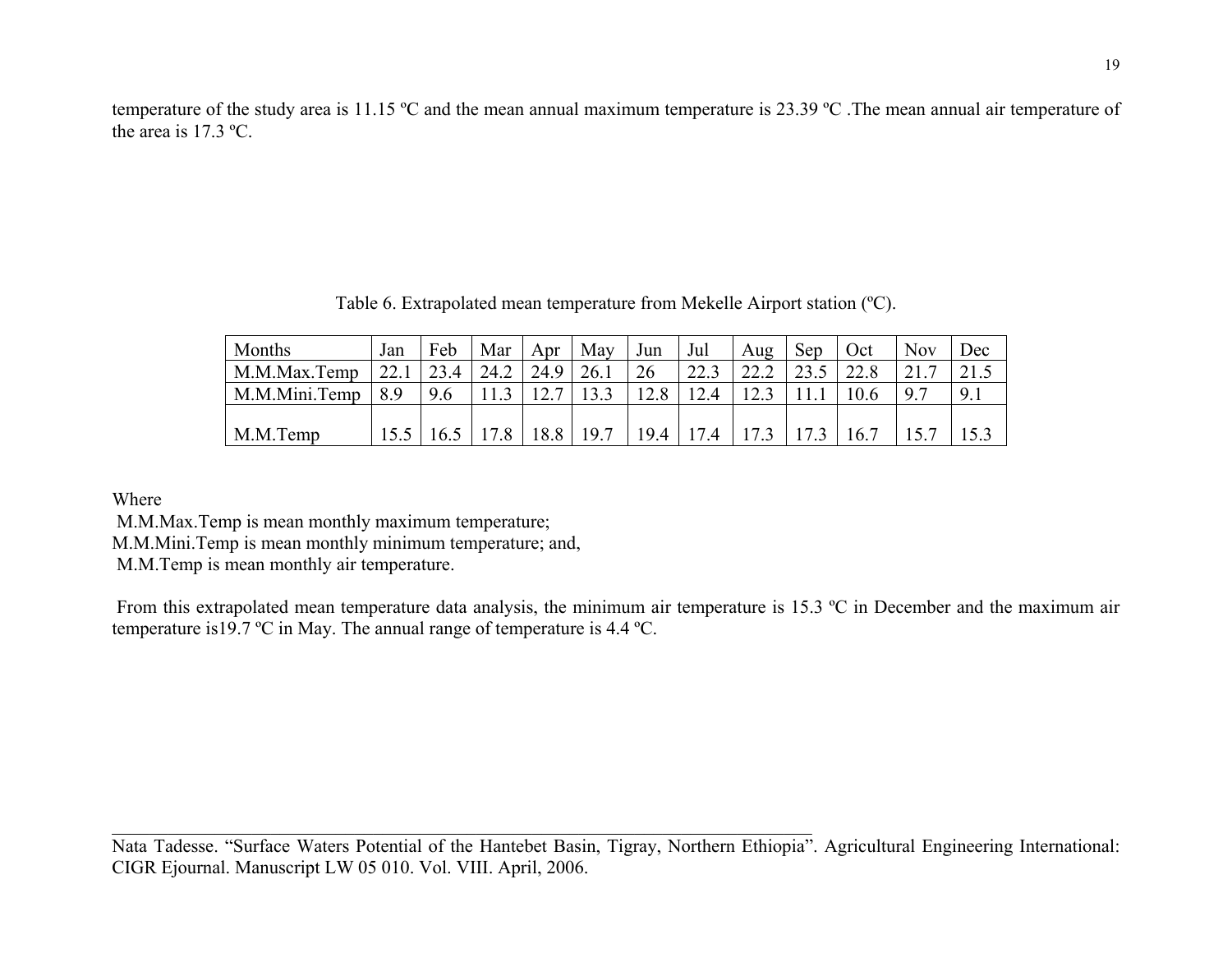temperature of the study area is 11.15 ºC and the mean annual maximum temperature is 23.39 ºC .The mean annual air temperature of the area is 17.3 ºC.

Table 6. Extrapolated mean temperature from Mekelle Airport station (ºC).

| Months | Jan | Feb | Mar | Apr | May | Jun | Jul | Aug | Sep | Oct | Nov | Dec |
|---|---|---|---|---|---|---|---|---|---|---|---|---|
| M.M.Max.Temp | 22.1 | 23.4 | 24.2 | 24.9 | 26.1 | 26 | 22.3 | 22.2 | 23.5 | 22.8 | 21.7 | 21.5 |
| M.M.Mini.Temp | 8.9 | 9.6 | 11.3 | 12.7 | 13.3 | 12.8 | 12.4 | 12.3 | 11.1 | 10.6 | 9.7 | 9.1 |
| M.M.Temp | 15.5 | 16.5 | 17.8 | 18.8 | 19.7 | 19.4 | 17.4 | 17.3 | 17.3 | 16.7 | 15.7 | 15.3 |

Where

M.M.Max.Temp is mean monthly maximum temperature;
M.M.Mini.Temp is mean monthly minimum temperature; and,
M.M.Temp is mean monthly air temperature.

From this extrapolated mean temperature data analysis, the minimum air temperature is 15.3 ºC in December and the maximum air temperature is19.7 ºC in May. The annual range of temperature is 4.4 ºC.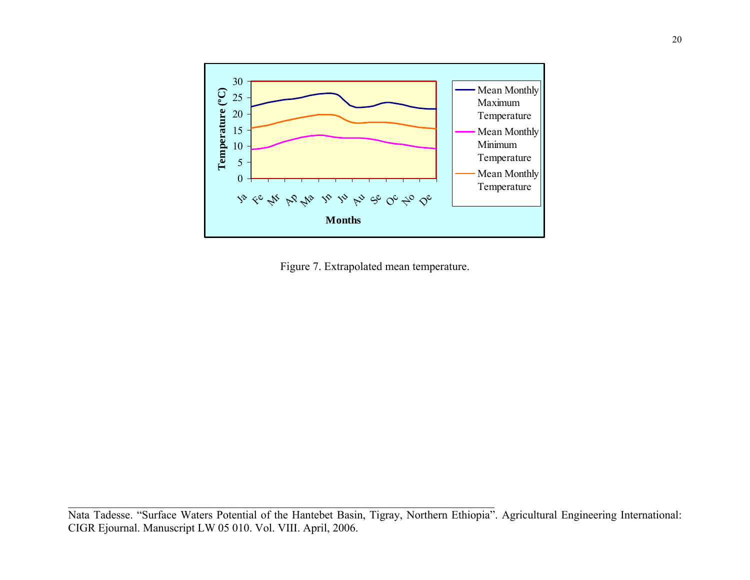Temperature (°C)

30
25
20
15
10
5
0

Ja Fe Mr Ap Ma Jn Ju Au Se Oc No De

Months

Mean Monthly Maximum Temperature
Mean Monthly Minimum Temperature
Mean Monthly Temperature

Figure 7. Extrapolated mean temperature.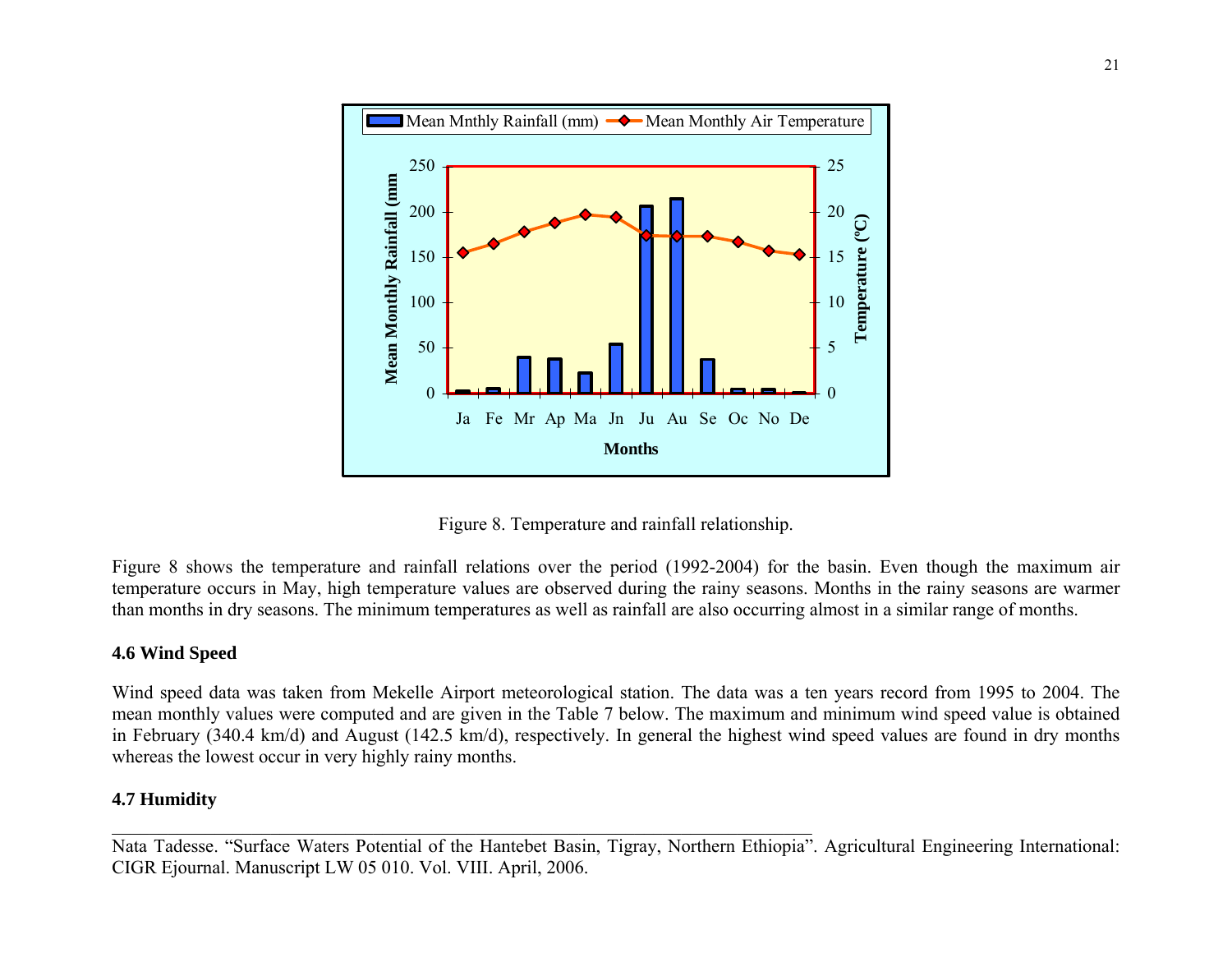Mean Mnthly Rainfall (mm)
Mean Monthly Air Temperature

Mean Monthly Rainfall (mm

Temperature (ºC)

250
200
150
100
50
0

25
20
15
10
5
0

Ja Fe Mr Ap Ma Jn Ju Au Se Oc No De

Months

Figure 8. Temperature and rainfall relationship.

Figure 8 shows the temperature and rainfall relations over the period (1992-2004) for the basin. Even though the maximum air temperature occurs in May, high temperature values are observed during the rainy seasons. Months in the rainy seasons are warmer than months in dry seasons. The minimum temperatures as well as rainfall are also occurring almost in a similar range of months.

### 4.6 Wind Speed

Wind speed data was taken from Mekelle Airport meteorological station. The data was a ten years record from 1995 to 2004. The mean monthly values were computed and are given in the Table 7 below. The maximum and minimum wind speed value is obtained in February (340.4 km/d) and August (142.5 km/d), respectively. In general the highest wind speed values are found in dry months whereas the lowest occur in very highly rainy months.

### 4.7 Humidity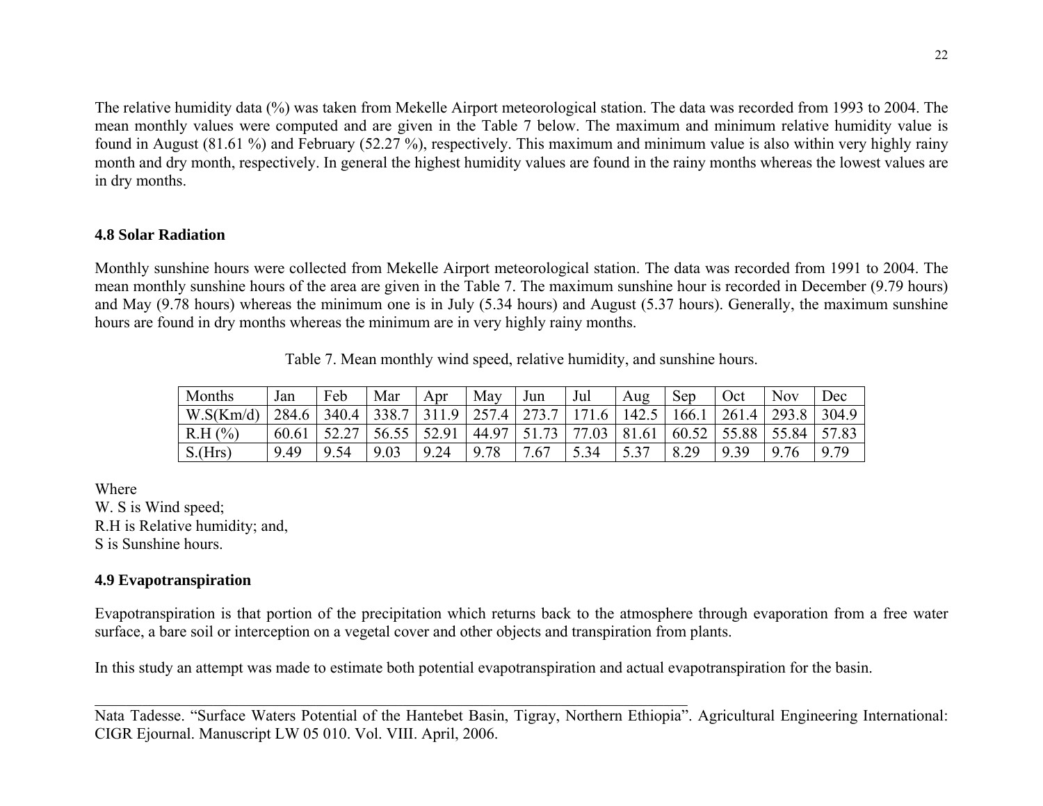The relative humidity data (%) was taken from Mekelle Airport meteorological station. The data was recorded from 1993 to 2004. The mean monthly values were computed and are given in the Table 7 below. The maximum and minimum relative humidity value is found in August (81.61 %) and February (52.27 %), respectively. This maximum and minimum value is also within very highly rainy month and dry month, respectively. In general the highest humidity values are found in the rainy months whereas the lowest values are in dry months.

### 4.8 Solar Radiation

Monthly sunshine hours were collected from Mekelle Airport meteorological station. The data was recorded from 1991 to 2004. The mean monthly sunshine hours of the area are given in the Table 7. The maximum sunshine hour is recorded in December (9.79 hours) and May (9.78 hours) whereas the minimum one is in July (5.34 hours) and August (5.37 hours). Generally, the maximum sunshine hours are found in dry months whereas the minimum are in very highly rainy months.

Table 7. Mean monthly wind speed, relative humidity, and sunshine hours.

| Months | Jan | Feb | Mar | Apr | May | Jun | Jul | Aug | Sep | Oct | Nov | Dec |
|---|---|---|---|---|---|---|---|---|---|---|---|---|
| W.S(Km/d) | 284.6 | 340.4 | 338.7 | 311.9 | 257.4 | 273.7 | 171.6 | 142.5 | 166.1 | 261.4 | 293.8 | 304.9 |
| R.H (%) | 60.61 | 52.27 | 56.55 | 52.91 | 44.97 | 51.73 | 77.03 | 81.61 | 60.52 | 55.88 | 55.84 | 57.83 |
| S.(Hrs) | 9.49 | 9.54 | 9.03 | 9.24 | 9.78 | 7.67 | 5.34 | 5.37 | 8.29 | 9.39 | 9.76 | 9.79 |

Where
W. S is Wind speed;
R.H is Relative humidity; and,
S is Sunshine hours.

### 4.9 Evapotranspiration

Evapotranspiration is that portion of the precipitation which returns back to the atmosphere through evaporation from a free water surface, a bare soil or interception on a vegetal cover and other objects and transpiration from plants.

In this study an attempt was made to estimate both potential evapotranspiration and actual evapotranspiration for the basin.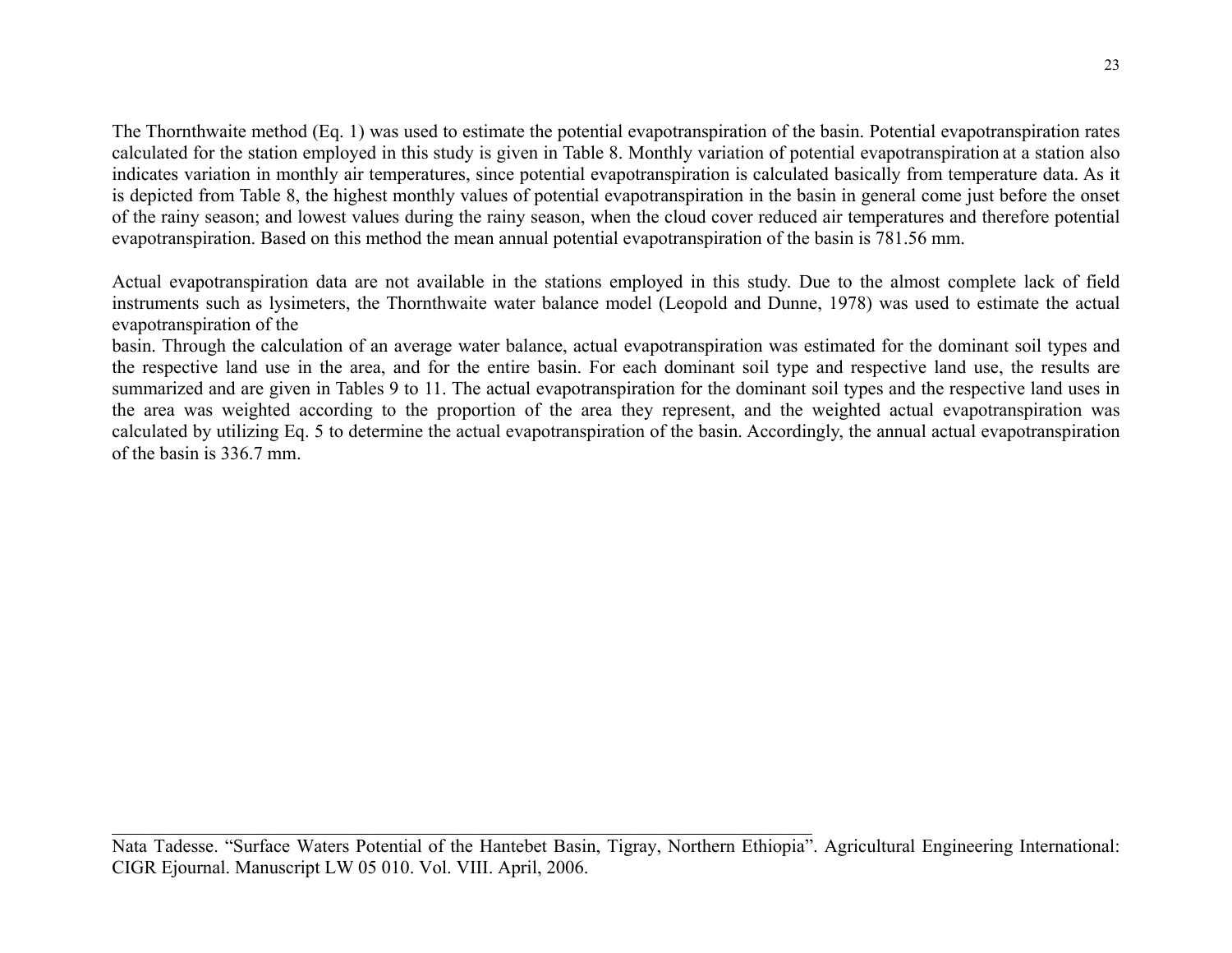The Thornthwaite method (Eq. 1) was used to estimate the potential evapotranspiration of the basin. Potential evapotranspiration rates calculated for the station employed in this study is given in Table 8. Monthly variation of potential evapotranspiration at a station also indicates variation in monthly air temperatures, since potential evapotranspiration is calculated basically from temperature data. As it is depicted from Table 8, the highest monthly values of potential evapotranspiration in the basin in general come just before the onset of the rainy season; and lowest values during the rainy season, when the cloud cover reduced air temperatures and therefore potential evapotranspiration. Based on this method the mean annual potential evapotranspiration of the basin is 781.56 mm.

Actual evapotranspiration data are not available in the stations employed in this study. Due to the almost complete lack of field instruments such as lysimeters, the Thornthwaite water balance model (Leopold and Dunne, 1978) was used to estimate the actual evapotranspiration of the basin. Through the calculation of an average water balance, actual evapotranspiration was estimated for the dominant soil types and the respective land use in the area, and for the entire basin. For each dominant soil type and respective land use, the results are summarized and are given in Tables 9 to 11. The actual evapotranspiration for the dominant soil types and the respective land uses in the area was weighted according to the proportion of the area they represent, and the weighted actual evapotranspiration was calculated by utilizing Eq. 5 to determine the actual evapotranspiration of the basin. Accordingly, the annual actual evapotranspiration of the basin is 336.7 mm.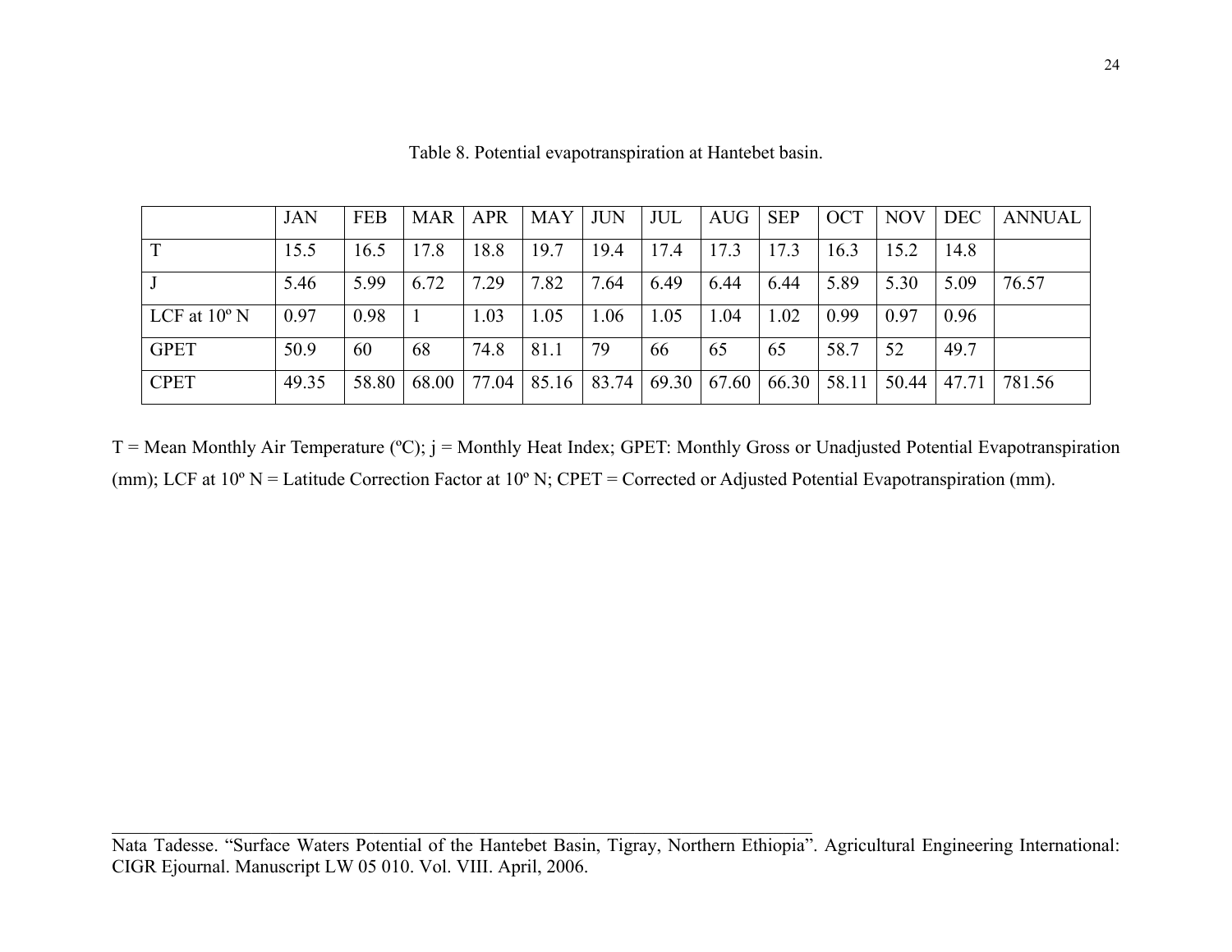Table 8. Potential evapotranspiration at Hantebet basin.

| | JAN | FEB | MAR | APR | MAY | JUN | JUL | AUG | SEP | OCT | NOV | DEC | ANNUAL |
|---|---|---|---|---|---|---|---|---|---|---|---|---|---|
| T | 15.5 | 16.5 | 17.8 | 18.8 | 19.7 | 19.4 | 17.4 | 17.3 | 17.3 | 16.3 | 15.2 | 14.8 | |
| J | 5.46 | 5.99 | 6.72 | 7.29 | 7.82 | 7.64 | 6.49 | 6.44 | 6.44 | 5.89 | 5.30 | 5.09 | 76.57 |
| LCF at 10º N | 0.97 | 0.98 | 1 | 1.03 | 1.05 | 1.06 | 1.05 | 1.04 | 1.02 | 0.99 | 0.97 | 0.96 | |
| GPET | 50.9 | 60 | 68 | 74.8 | 81.1 | 79 | 66 | 65 | 65 | 58.7 | 52 | 49.7 | |
| CPET | 49.35 | 58.80 | 68.00 | 77.04 | 85.16 | 83.74 | 69.30 | 67.60 | 66.30 | 58.11 | 50.44 | 47.71 | 781.56 |

T = Mean Monthly Air Temperature (ºC); j = Monthly Heat Index; GPET: Monthly Gross or Unadjusted Potential Evapotranspiration (mm); LCF at 10º N = Latitude Correction Factor at 10º N; CPET = Corrected or Adjusted Potential Evapotranspiration (mm).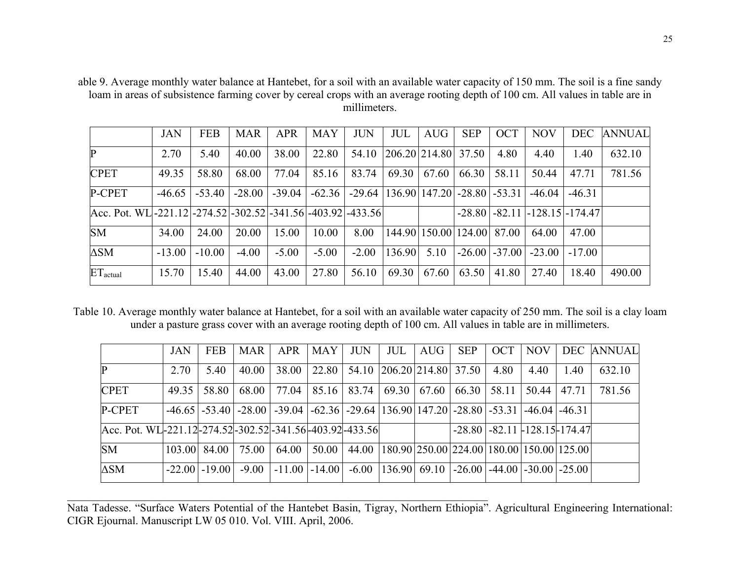able 9. Average monthly water balance at Hantebet, for a soil with an available water capacity of 150 mm. The soil is a fine sandy loam in areas of subsistence farming cover by cereal crops with an average rooting depth of 100 cm. All values in table are in millimeters.

| | JAN | FEB | MAR | APR | MAY | JUN | JUL | AUG | SEP | OCT | NOV | DEC | ANNUAL |
|---|---|---|---|---|---|---|---|---|---|---|---|---|---|
| P | 2.70 | 5.40 | 40.00 | 38.00 | 22.80 | 54.10 | 206.20 | 214.80 | 37.50 | 4.80 | 4.40 | 1.40 | 632.10 |
| CPET | 49.35 | 58.80 | 68.00 | 77.04 | 85.16 | 83.74 | 69.30 | 67.60 | 66.30 | 58.11 | 50.44 | 47.71 | 781.56 |
| P-CPET | -46.65 | -53.40 | -28.00 | -39.04 | -62.36 | -29.64 | 136.90 | 147.20 | -28.80 | -53.31 | -46.04 | -46.31 | |
| Acc. Pot. WL | -221.12 | -274.52 | -302.52 | -341.56 | -403.92 | -433.56 | | | -28.80 | -82.11 | -128.15 | -174.47 | |
| SM | 34.00 | 24.00 | 20.00 | 15.00 | 10.00 | 8.00 | 144.90 | 150.00 | 124.00 | 87.00 | 64.00 | 47.00 | |
| ΔSM | -13.00 | -10.00 | -4.00 | -5.00 | -5.00 | -2.00 | 136.90 | 5.10 | -26.00 | -37.00 | -23.00 | -17.00 | |
| $ET_{actual}$ | 15.70 | 15.40 | 44.00 | 43.00 | 27.80 | 56.10 | 69.30 | 67.60 | 63.50 | 41.80 | 27.40 | 18.40 | 490.00 |

Table 10. Average monthly water balance at Hantebet, for a soil with an available water capacity of 250 mm. The soil is a clay loam under a pasture grass cover with an average rooting depth of 100 cm. All values in table are in millimeters.

| | JAN | FEB | MAR | APR | MAY | JUN | JUL | AUG | SEP | OCT | NOV | DEC | ANNUAL |
|---|---|---|---|---|---|---|---|---|---|---|---|---|---|
| P | 2.70 | 5.40 | 40.00 | 38.00 | 22.80 | 54.10 | 206.20 | 214.80 | 37.50 | 4.80 | 4.40 | 1.40 | 632.10 |
| CPET | 49.35 | 58.80 | 68.00 | 77.04 | 85.16 | 83.74 | 69.30 | 67.60 | 66.30 | 58.11 | 50.44 | 47.71 | 781.56 |
| P-CPET | -46.65 | -53.40 | -28.00 | -39.04 | -62.36 | -29.64 | 136.90 | 147.20 | -28.80 | -53.31 | -46.04 | -46.31 | |
| Acc. Pot. WL | -221.12 | -274.52 | -302.52 | -341.56 | -403.92 | -433.56 | | | -28.80 | -82.11 | -128.15 | -174.47 | |
| SM | 103.00 | 84.00 | 75.00 | 64.00 | 50.00 | 44.00 | 180.90 | 250.00 | 224.00 | 180.00 | 150.00 | 125.00 | |
| ΔSM | -22.00 | -19.00 | -9.00 | -11.00 | -14.00 | -6.00 | 136.90 | 69.10 | -26.00 | -44.00 | -30.00 | -25.00 | |

Nata Tadesse. "Surface Waters Potential of the Hantebet Basin, Tigray, Northern Ethiopia". Agricultural Engineering International: CIGR Ejournal. Manuscript LW 05 010. Vol. VIII. April, 2006.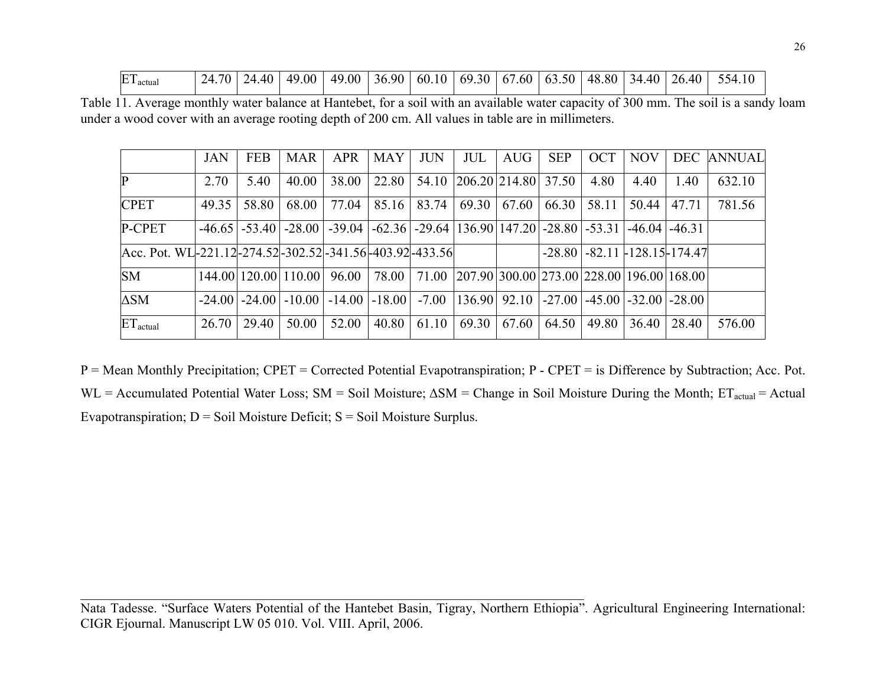| $ET_{actual}$ | 24.70 | 24.40 | 49.00 | 49.00 | 36.90 | 60.10 | 69.30 | 67.60 | 63.50 | 48.80 | 34.40 | 26.40 | 554.10 |
|---|---|---|---|---|---|---|---|---|---|---|---|---|---|

Table 11. Average monthly water balance at Hantebet, for a soil with an available water capacity of 300 mm. The soil is a sandy loam under a wood cover with an average rooting depth of 200 cm. All values in table are in millimeters.

| | JAN | FEB | MAR | APR | MAY | JUN | JUL | AUG | SEP | OCT | NOV | DEC | ANNUAL |
|---|---|---|---|---|---|---|---|---|---|---|---|---|---|
| P | 2.70 | 5.40 | 40.00 | 38.00 | 22.80 | 54.10 | 206.20 | 214.80 | 37.50 | 4.80 | 4.40 | 1.40 | 632.10 |
| CPET | 49.35 | 58.80 | 68.00 | 77.04 | 85.16 | 83.74 | 69.30 | 67.60 | 66.30 | 58.11 | 50.44 | 47.71 | 781.56 |
| P-CPET | -46.65 | -53.40 | -28.00 | -39.04 | -62.36 | -29.64 | 136.90 | 147.20 | -28.80 | -53.31 | -46.04 | -46.31 | |
| Acc. Pot. WL | -221.12 | -274.52 | -302.52 | -341.56 | -403.92 | -433.56 | | | -28.80 | -82.11 | -128.15 | -174.47 | |
| SM | 144.00 | 120.00 | 110.00 | 96.00 | 78.00 | 71.00 | 207.90 | 300.00 | 273.00 | 228.00 | 196.00 | 168.00 | |
| ΔSM | -24.00 | -24.00 | -10.00 | -14.00 | -18.00 | -7.00 | 136.90 | 92.10 | -27.00 | -45.00 | -32.00 | -28.00 | |
| $ET_{actual}$ | 26.70 | 29.40 | 50.00 | 52.00 | 40.80 | 61.10 | 69.30 | 67.60 | 64.50 | 49.80 | 36.40 | 28.40 | 576.00 |

P = Mean Monthly Precipitation; CPET = Corrected Potential Evapotranspiration; P - CPET = is Difference by Subtraction; Acc. Pot. WL = Accumulated Potential Water Loss; SM = Soil Moisture; ΔSM = Change in Soil Moisture During the Month; $ET_{actual}$ = Actual Evapotranspiration; D = Soil Moisture Deficit; S = Soil Moisture Surplus.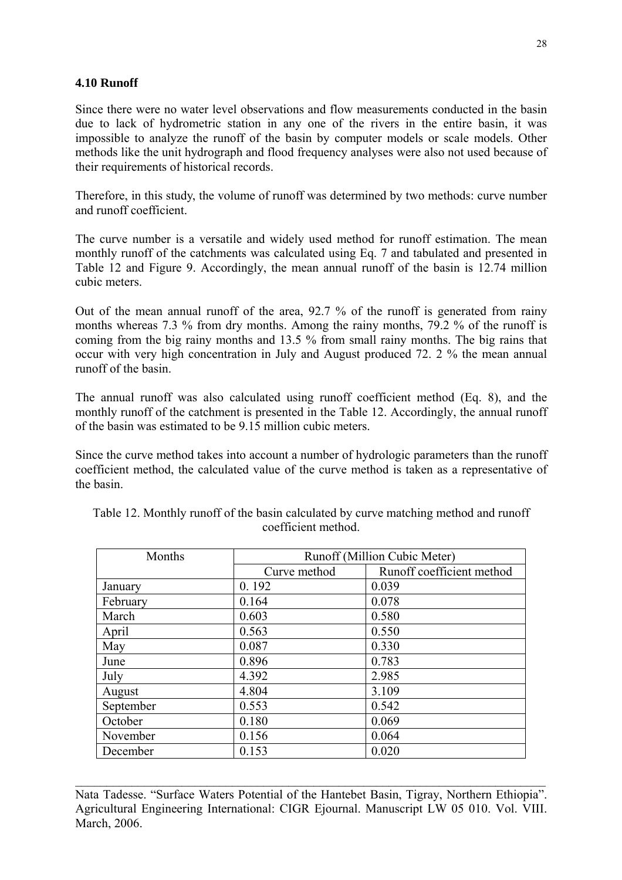### 4.10 Runoff

Since there were no water level observations and flow measurements conducted in the basin due to lack of hydrometric station in any one of the rivers in the entire basin, it was impossible to analyze the runoff of the basin by computer models or scale models. Other methods like the unit hydrograph and flood frequency analyses were also not used because of their requirements of historical records.

Therefore, in this study, the volume of runoff was determined by two methods: curve number and runoff coefficient.

The curve number is a versatile and widely used method for runoff estimation. The mean monthly runoff of the catchments was calculated using Eq. 7 and tabulated and presented in Table 12 and Figure 9. Accordingly, the mean annual runoff of the basin is 12.74 million cubic meters.

Out of the mean annual runoff of the area, 92.7 % of the runoff is generated from rainy months whereas 7.3 % from dry months. Among the rainy months, 79.2 % of the runoff is coming from the big rainy months and 13.5 % from small rainy months. The big rains that occur with very high concentration in July and August produced 72. 2 % the mean annual runoff of the basin.

The annual runoff was also calculated using runoff coefficient method (Eq. 8), and the monthly runoff of the catchment is presented in the Table 12. Accordingly, the annual runoff of the basin was estimated to be 9.15 million cubic meters.

Since the curve method takes into account a number of hydrologic parameters than the runoff coefficient method, the calculated value of the curve method is taken as a representative of the basin.

Table 12. Monthly runoff of the basin calculated by curve matching method and runoff coefficient method.

| Months | Runoff (Million Cubic Meter) | |
|---|---|---|
| | Curve method | Runoff coefficient method |
| January | 0. 192 | 0.039 |
| February | 0.164 | 0.078 |
| March | 0.603 | 0.580 |
| April | 0.563 | 0.550 |
| May | 0.087 | 0.330 |
| June | 0.896 | 0.783 |
| July | 4.392 | 2.985 |
| August | 4.804 | 3.109 |
| September | 0.553 | 0.542 |
| October | 0.180 | 0.069 |
| November | 0.156 | 0.064 |
| December | 0.153 | 0.020 |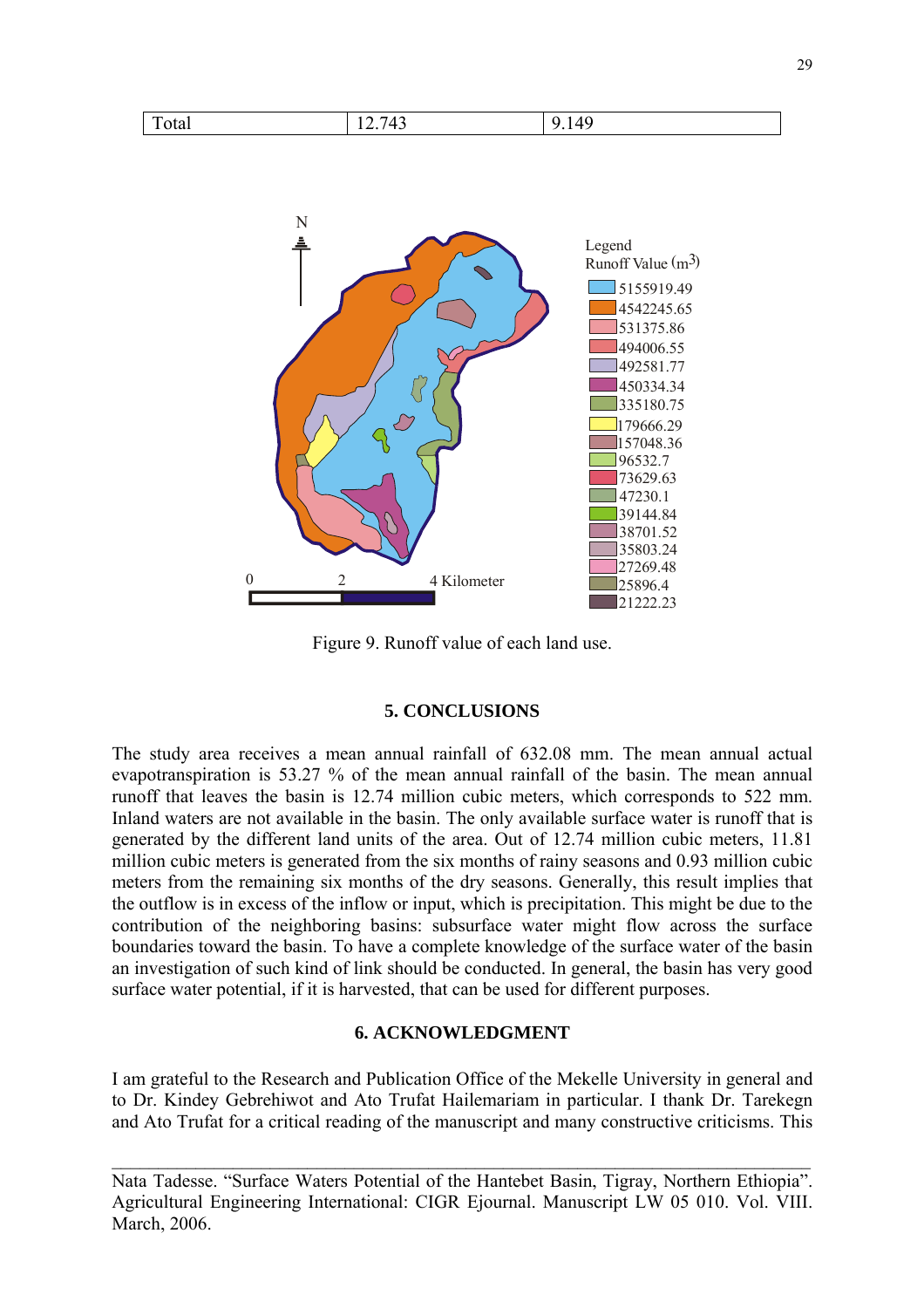| | | |
|---|---|---|
| Total | 12.743 | 9.149 |

N

0 2 4 Kilometer

Legend
Runoff Value ($m^3$)

5155919.49
4542245.65
531375.86
494006.55
492581.77
450334.34
335180.75
179666.29
157048.36
96532.7
73629.63
47230.1
39144.84
38701.52
35803.24
27269.48
25896.4
21222.23

Figure 9. Runoff value of each land use.

## 5. CONCLUSIONS

The study area receives a mean annual rainfall of 632.08 mm. The mean annual actual evapotranspiration is 53.27 % of the mean annual rainfall of the basin. The mean annual runoff that leaves the basin is 12.74 million cubic meters, which corresponds to 522 mm. Inland waters are not available in the basin. The only available surface water is runoff that is generated by the different land units of the area. Out of 12.74 million cubic meters, 11.81 million cubic meters is generated from the six months of rainy seasons and 0.93 million cubic meters from the remaining six months of the dry seasons. Generally, this result implies that the outflow is in excess of the inflow or input, which is precipitation. This might be due to the contribution of the neighboring basins: subsurface water might flow across the surface boundaries toward the basin. To have a complete knowledge of the surface water of the basin an investigation of such kind of link should be conducted. In general, the basin has very good surface water potential, if it is harvested, that can be used for different purposes.

## 6. ACKNOWLEDGMENT

I am grateful to the Research and Publication Office of the Mekelle University in general and to Dr. Kindey Gebrehiwot and Ato Trufat Hailemariam in particular. I thank Dr. Tarekegn and Ato Trufat for a critical reading of the manuscript and many constructive criticisms. This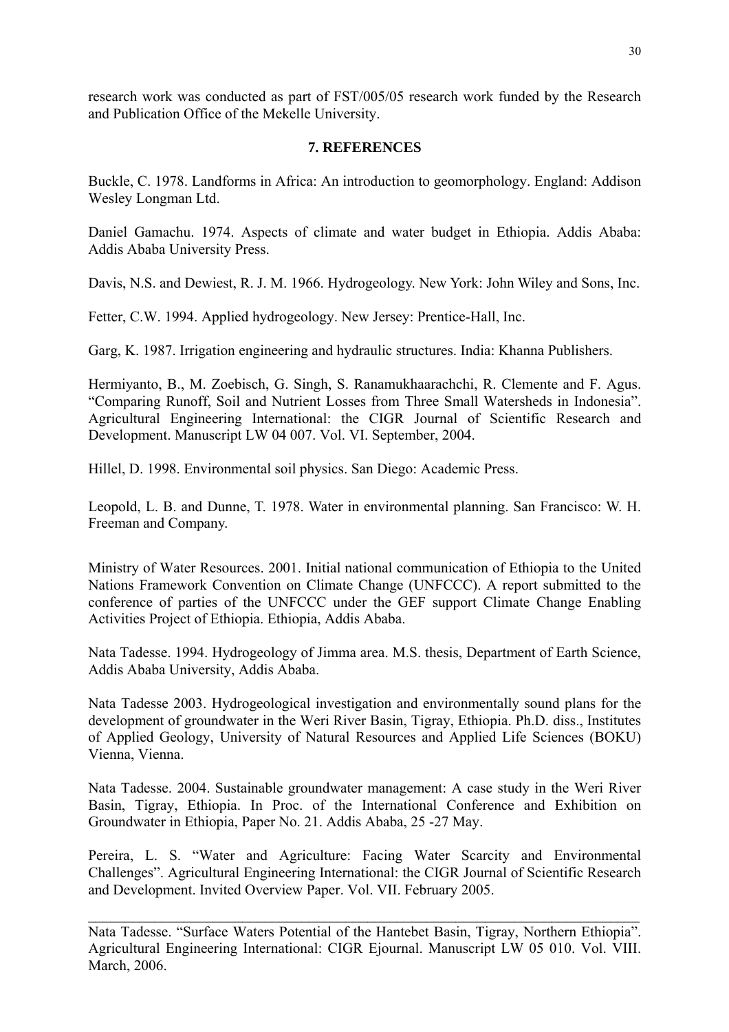research work was conducted as part of FST/005/05 research work funded by the Research and Publication Office of the Mekelle University.

## 7. REFERENCES

Buckle, C. 1978. Landforms in Africa: An introduction to geomorphology. England: Addison Wesley Longman Ltd.

Daniel Gamachu. 1974. Aspects of climate and water budget in Ethiopia. Addis Ababa: Addis Ababa University Press.

Davis, N.S. and Dewiest, R. J. M. 1966. Hydrogeology. New York: John Wiley and Sons, Inc.

Fetter, C.W. 1994. Applied hydrogeology. New Jersey: Prentice-Hall, Inc.

Garg, K. 1987. Irrigation engineering and hydraulic structures. India: Khanna Publishers.

Hermiyanto, B., M. Zoebisch, G. Singh, S. Ranamukhaarachchi, R. Clemente and F. Agus. "Comparing Runoff, Soil and Nutrient Losses from Three Small Watersheds in Indonesia". Agricultural Engineering International: the CIGR Journal of Scientific Research and Development. Manuscript LW 04 007. Vol. VI. September, 2004.

Hillel, D. 1998. Environmental soil physics. San Diego: Academic Press.

Leopold, L. B. and Dunne, T. 1978. Water in environmental planning. San Francisco: W. H. Freeman and Company.

Ministry of Water Resources. 2001. Initial national communication of Ethiopia to the United Nations Framework Convention on Climate Change (UNFCCC). A report submitted to the conference of parties of the UNFCCC under the GEF support Climate Change Enabling Activities Project of Ethiopia. Ethiopia, Addis Ababa.

Nata Tadesse. 1994. Hydrogeology of Jimma area. M.S. thesis, Department of Earth Science, Addis Ababa University, Addis Ababa.

Nata Tadesse 2003. Hydrogeological investigation and environmentally sound plans for the development of groundwater in the Weri River Basin, Tigray, Ethiopia. Ph.D. diss., Institutes of Applied Geology, University of Natural Resources and Applied Life Sciences (BOKU) Vienna, Vienna.

Nata Tadesse. 2004. Sustainable groundwater management: A case study in the Weri River Basin, Tigray, Ethiopia. In Proc. of the International Conference and Exhibition on Groundwater in Ethiopia, Paper No. 21. Addis Ababa, 25 -27 May.

Pereira, L. S. "Water and Agriculture: Facing Water Scarcity and Environmental Challenges". Agricultural Engineering International: the CIGR Journal of Scientific Research and Development. Invited Overview Paper. Vol. VII. February 2005.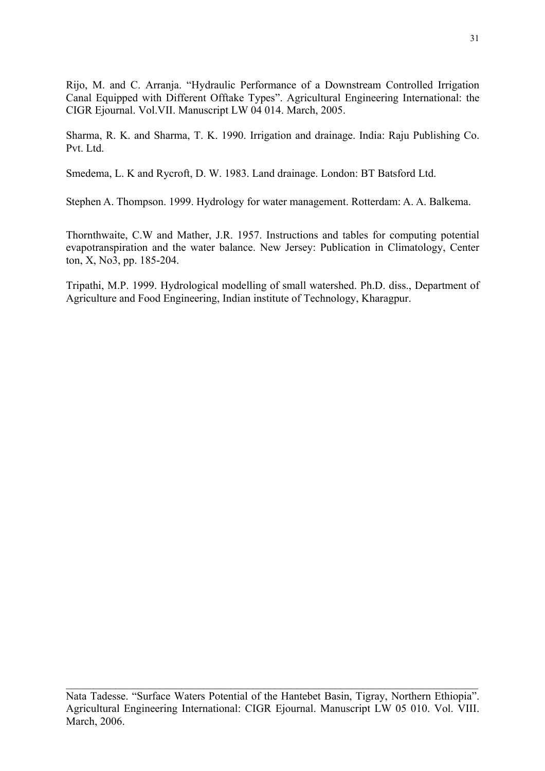Rijo, M. and C. Arranja. "Hydraulic Performance of a Downstream Controlled Irrigation Canal Equipped with Different Offtake Types". Agricultural Engineering International: the CIGR Ejournal. Vol.VII. Manuscript LW 04 014. March, 2005.

Sharma, R. K. and Sharma, T. K. 1990. Irrigation and drainage. India: Raju Publishing Co. Pvt. Ltd.

Smedema, L. K and Rycroft, D. W. 1983. Land drainage. London: BT Batsford Ltd.

Stephen A. Thompson. 1999. Hydrology for water management. Rotterdam: A. A. Balkema.

Thornthwaite, C.W and Mather, J.R. 1957. Instructions and tables for computing potential evapotranspiration and the water balance. New Jersey: Publication in Climatology, Center ton, X, No3, pp. 185-204.

Tripathi, M.P. 1999. Hydrological modelling of small watershed. Ph.D. diss., Department of Agriculture and Food Engineering, Indian institute of Technology, Kharagpur.